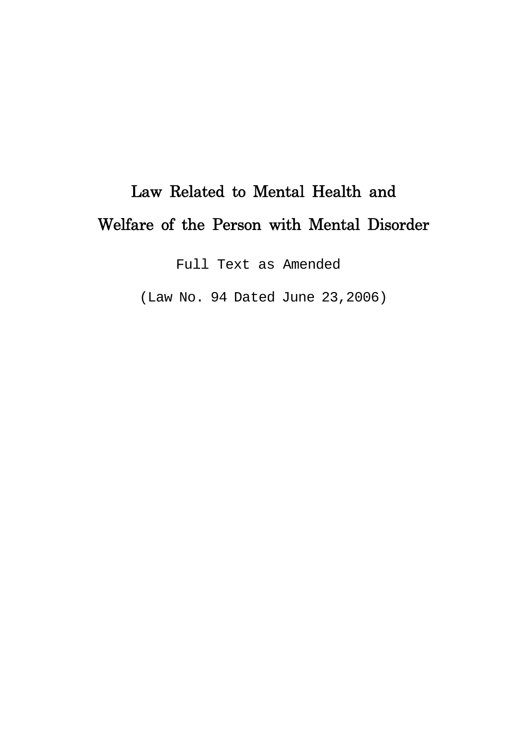# Law Related to Mental Health and Welfare of the Person with Mental Disorder

Full Text as Amended

(Law No. 94 Dated June 23,2006)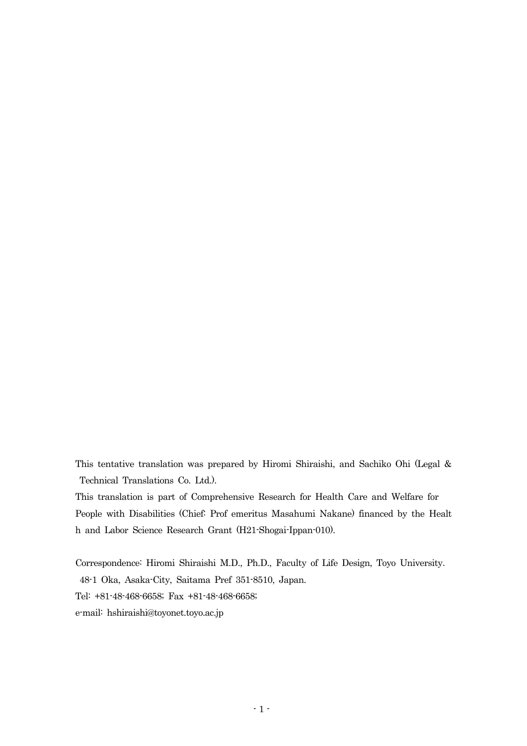This tentative translation was prepared by Hiromi Shiraishi, and Sachiko Ohi (Legal & Technical Translations Co. Ltd.).

This translation is part of Comprehensive Research for Health Care and Welfare for People with Disabilities (Chief: Prof emeritus Masahumi Nakane) financed by the Health and Labor Science Research Grant (H21-Shogai-Ippan-010).

Correspondence: Hiromi Shiraishi M.D., Ph.D., Faculty of Life Design, Toyo University. 48-1 Oka, Asaka-City, Saitama Pref 351-8510, Japan.
Tel: +81-48-468-6658; Fax +81-48-468-6658;
e-mail: hshiraishi@toyonet.toyo.ac.jp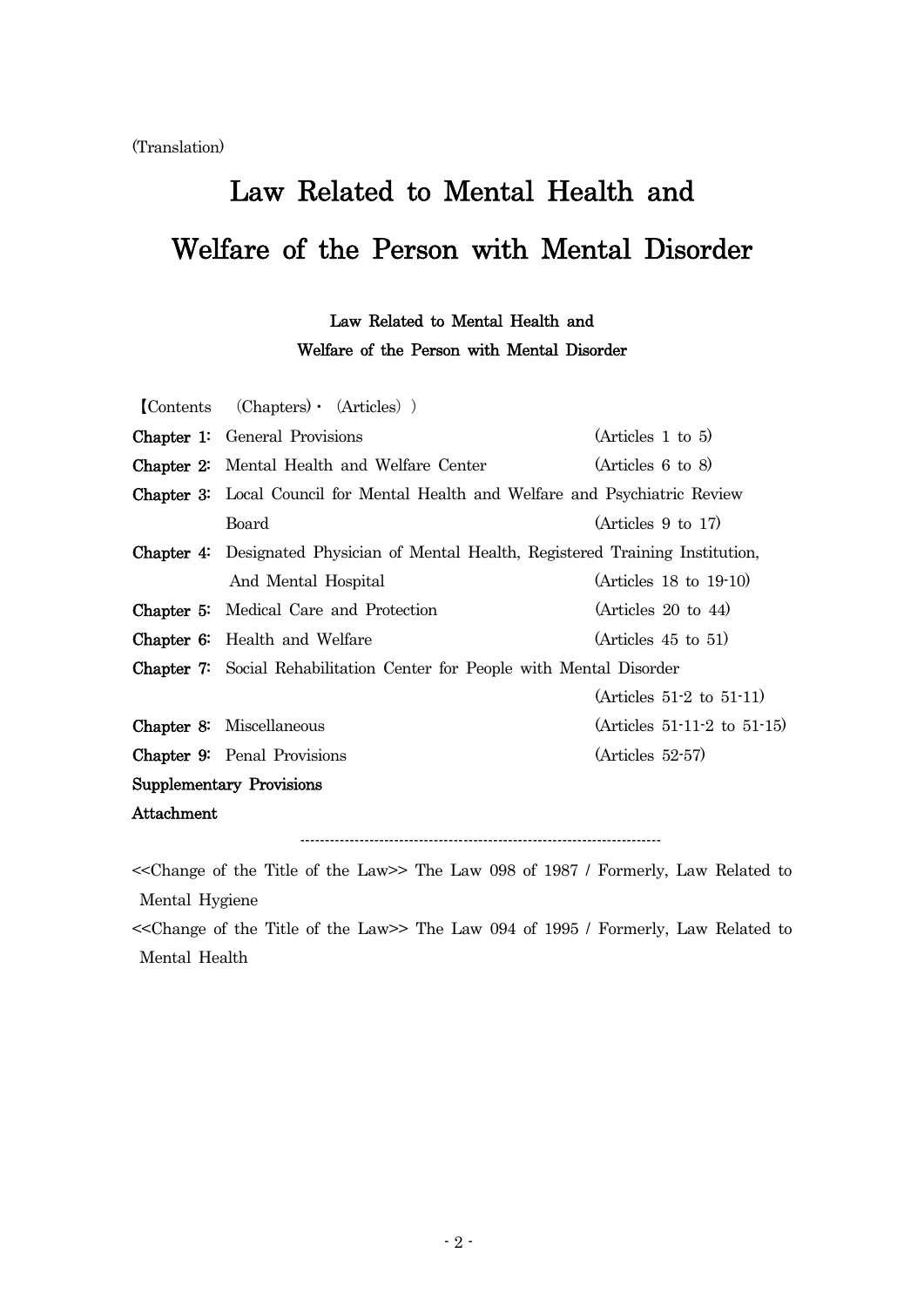(Translation)

# Law Related to Mental Health and Welfare of the Person with Mental Disorder

**Law Related to Mental Health and Welfare of the Person with Mental Disorder**

【Contents (Chapters)・(Articles) 】

| | | |
|---|---|---|
| **Chapter 1:** | General Provisions | (Articles 1 to 5) |
| **Chapter 2:** | Mental Health and Welfare Center | (Articles 6 to 8) |
| **Chapter 3:** | Local Council for Mental Health and Welfare and Psychiatric Review Board | (Articles 9 to 17) |
| **Chapter 4:** | Designated Physician of Mental Health, Registered Training Institution, And Mental Hospital | (Articles 18 to 19-10) |
| **Chapter 5:** | Medical Care and Protection | (Articles 20 to 44) |
| **Chapter 6:** | Health and Welfare | (Articles 45 to 51) |
| **Chapter 7:** | Social Rehabilitation Center for People with Mental Disorder | (Articles 51-2 to 51-11) |
| **Chapter 8:** | Miscellaneous | (Articles 51-11-2 to 51-15) |
| **Chapter 9:** | Penal Provisions | (Articles 52-57) |

**Supplementary Provisions**

**Attachment**

---

<<Change of the Title of the Law>> The Law 098 of 1987 / Formerly, Law Related to Mental Hygiene

<<Change of the Title of the Law>> The Law 094 of 1995 / Formerly, Law Related to Mental Health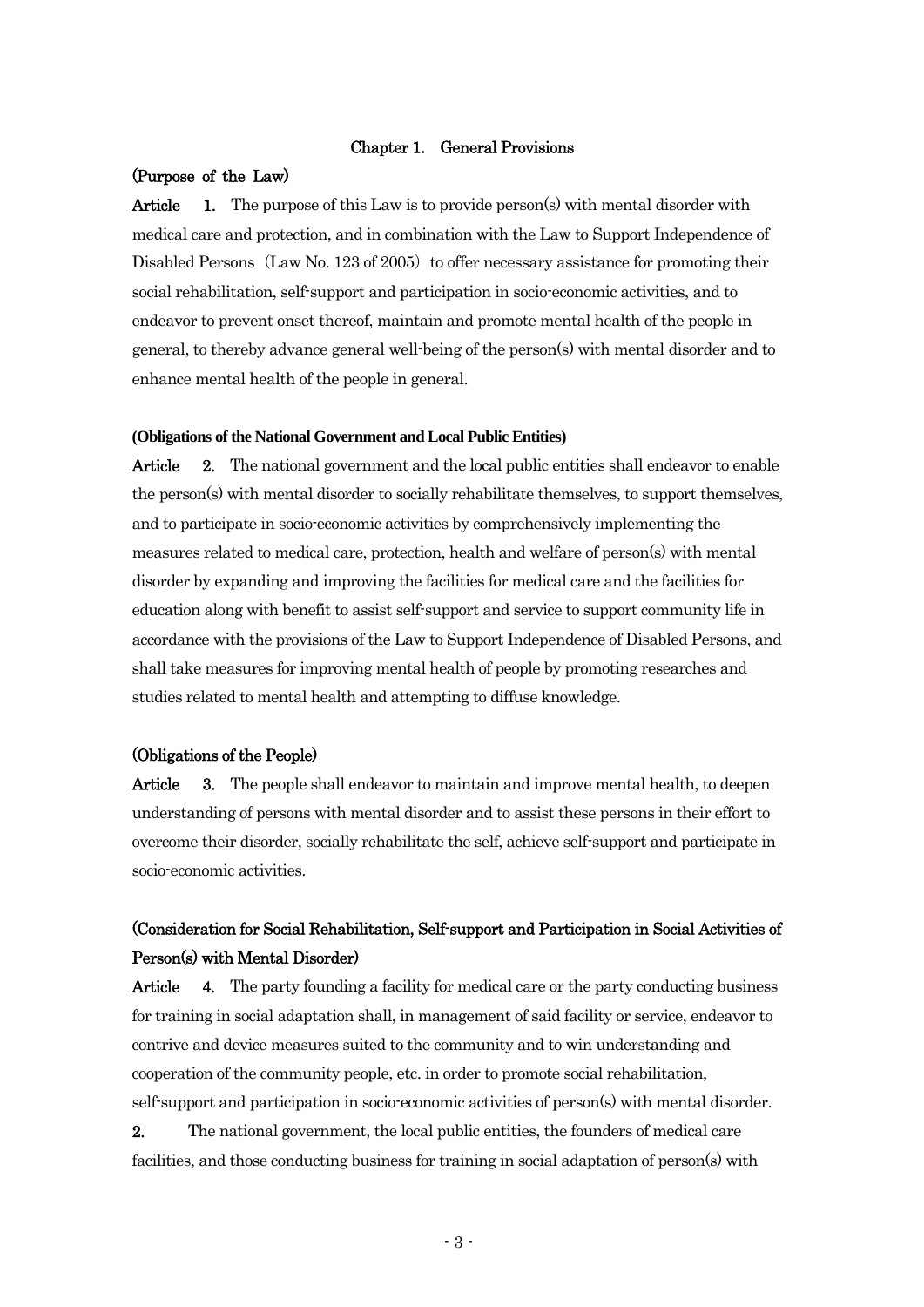## Chapter 1. General Provisions

### (Purpose of the Law)

**Article 1.** The purpose of this Law is to provide person(s) with mental disorder with medical care and protection, and in combination with the Law to Support Independence of Disabled Persons（Law No. 123 of 2005）to offer necessary assistance for promoting their social rehabilitation, self-support and participation in socio-economic activities, and to endeavor to prevent onset thereof, maintain and promote mental health of the people in general, to thereby advance general well-being of the person(s) with mental disorder and to enhance mental health of the people in general.

### (Obligations of the National Government and Local Public Entities)

**Article 2.** The national government and the local public entities shall endeavor to enable the person(s) with mental disorder to socially rehabilitate themselves, to support themselves, and to participate in socio-economic activities by comprehensively implementing the measures related to medical care, protection, health and welfare of person(s) with mental disorder by expanding and improving the facilities for medical care and the facilities for education along with benefit to assist self-support and service to support community life in accordance with the provisions of the Law to Support Independence of Disabled Persons, and shall take measures for improving mental health of people by promoting researches and studies related to mental health and attempting to diffuse knowledge.

### (Obligations of the People)

**Article 3.** The people shall endeavor to maintain and improve mental health, to deepen understanding of persons with mental disorder and to assist these persons in their effort to overcome their disorder, socially rehabilitate the self, achieve self-support and participate in socio-economic activities.

### (Consideration for Social Rehabilitation, Self-support and Participation in Social Activities of Person(s) with Mental Disorder)

**Article 4.** The party founding a facility for medical care or the party conducting business for training in social adaptation shall, in management of said facility or service, endeavor to contrive and device measures suited to the community and to win understanding and cooperation of the community people, etc. in order to promote social rehabilitation, self-support and participation in socio-economic activities of person(s) with mental disorder.

**2.** The national government, the local public entities, the founders of medical care facilities, and those conducting business for training in social adaptation of person(s) with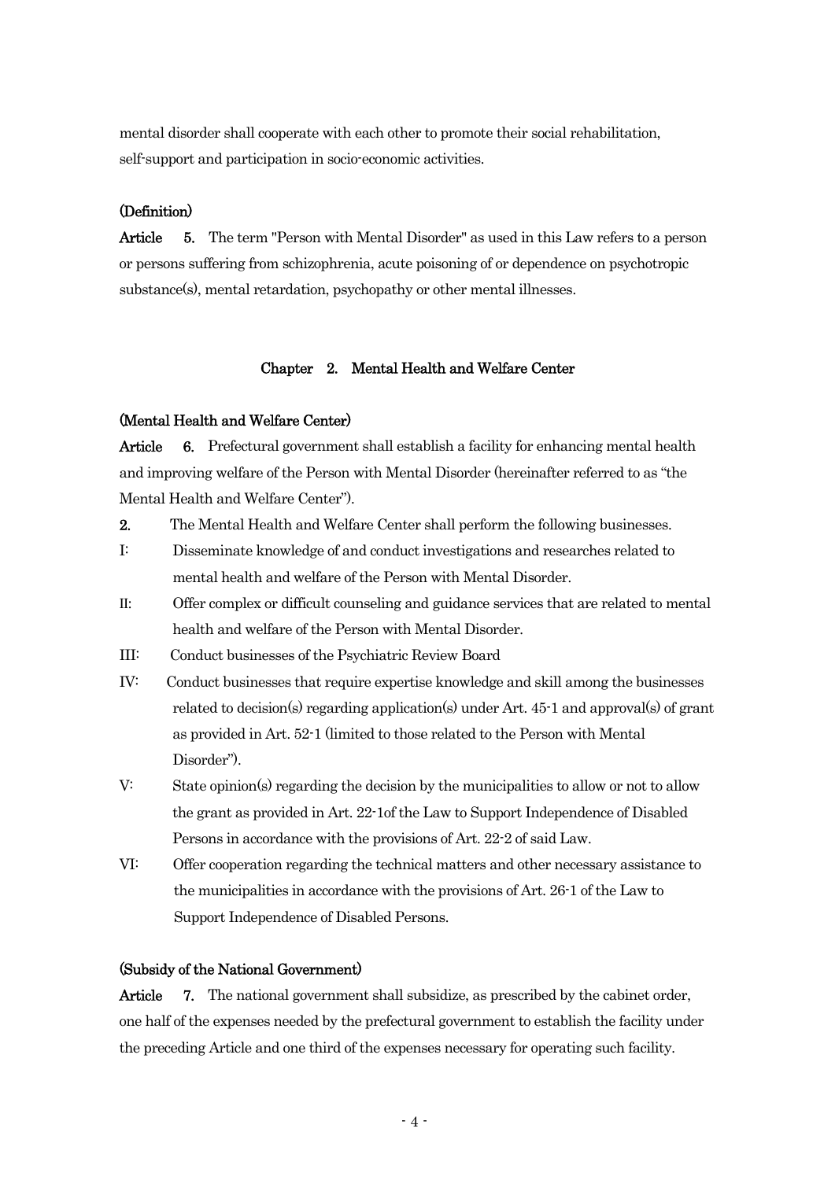mental disorder shall cooperate with each other to promote their social rehabilitation, self-support and participation in socio-economic activities.

**(Definition)**

**Article 5.** The term "Person with Mental Disorder" as used in this Law refers to a person or persons suffering from schizophrenia, acute poisoning of or dependence on psychotropic substance(s), mental retardation, psychopathy or other mental illnesses.

## Chapter 2. Mental Health and Welfare Center

**(Mental Health and Welfare Center)**

**Article 6.** Prefectural government shall establish a facility for enhancing mental health and improving welfare of the Person with Mental Disorder (hereinafter referred to as "the Mental Health and Welfare Center").

**2.** The Mental Health and Welfare Center shall perform the following businesses.

I: Disseminate knowledge of and conduct investigations and researches related to mental health and welfare of the Person with Mental Disorder.

II: Offer complex or difficult counseling and guidance services that are related to mental health and welfare of the Person with Mental Disorder.

III: Conduct businesses of the Psychiatric Review Board

IV: Conduct businesses that require expertise knowledge and skill among the businesses related to decision(s) regarding application(s) under Art. 45-1 and approval(s) of grant as provided in Art. 52-1 (limited to those related to the Person with Mental Disorder").

V: State opinion(s) regarding the decision by the municipalities to allow or not to allow the grant as provided in Art. 22-1of the Law to Support Independence of Disabled Persons in accordance with the provisions of Art. 22-2 of said Law.

VI: Offer cooperation regarding the technical matters and other necessary assistance to the municipalities in accordance with the provisions of Art. 26-1 of the Law to Support Independence of Disabled Persons.

**(Subsidy of the National Government)**

**Article 7.** The national government shall subsidize, as prescribed by the cabinet order, one half of the expenses needed by the prefectural government to establish the facility under the preceding Article and one third of the expenses necessary for operating such facility.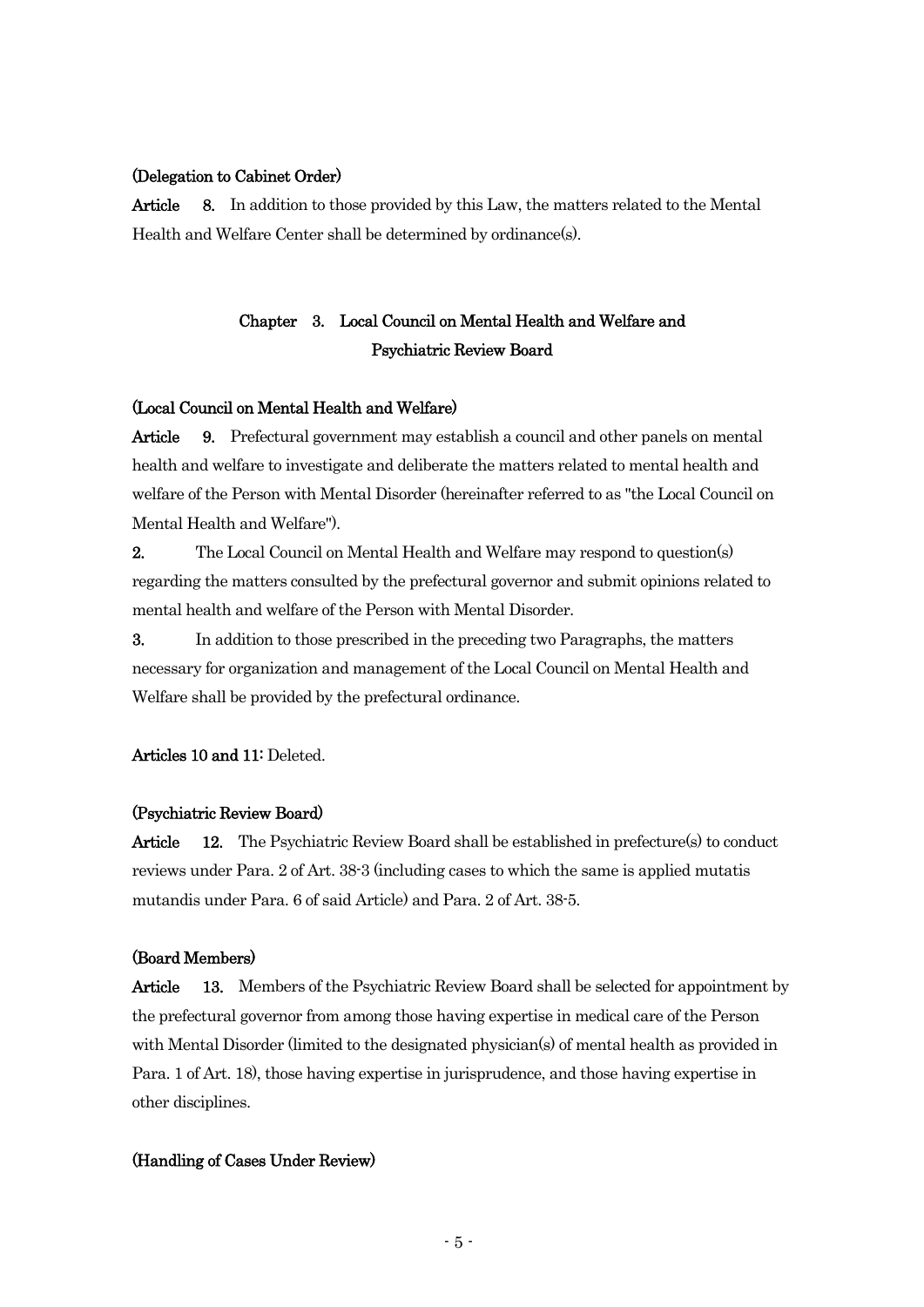(Delegation to Cabinet Order)

**Article 8.** In addition to those provided by this Law, the matters related to the Mental Health and Welfare Center shall be determined by ordinance(s).

## Chapter 3. Local Council on Mental Health and Welfare and Psychiatric Review Board

(Local Council on Mental Health and Welfare)

**Article 9.** Prefectural government may establish a council and other panels on mental health and welfare to investigate and deliberate the matters related to mental health and welfare of the Person with Mental Disorder (hereinafter referred to as "the Local Council on Mental Health and Welfare").

**2.** The Local Council on Mental Health and Welfare may respond to question(s) regarding the matters consulted by the prefectural governor and submit opinions related to mental health and welfare of the Person with Mental Disorder.

**3.** In addition to those prescribed in the preceding two Paragraphs, the matters necessary for organization and management of the Local Council on Mental Health and Welfare shall be provided by the prefectural ordinance.

**Articles 10 and 11:** Deleted.

(Psychiatric Review Board)

**Article 12.** The Psychiatric Review Board shall be established in prefecture(s) to conduct reviews under Para. 2 of Art. 38-3 (including cases to which the same is applied mutatis mutandis under Para. 6 of said Article) and Para. 2 of Art. 38-5.

(Board Members)

**Article 13.** Members of the Psychiatric Review Board shall be selected for appointment by the prefectural governor from among those having expertise in medical care of the Person with Mental Disorder (limited to the designated physician(s) of mental health as provided in Para. 1 of Art. 18), those having expertise in jurisprudence, and those having expertise in other disciplines.

(Handling of Cases Under Review)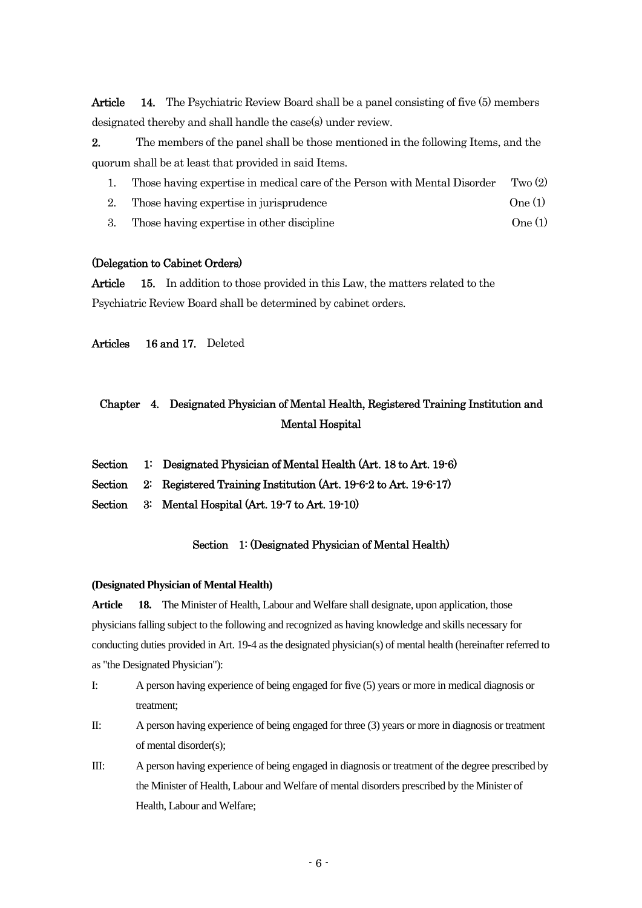**Article 14.** The Psychiatric Review Board shall be a panel consisting of five (5) members designated thereby and shall handle the case(s) under review.

**2.** The members of the panel shall be those mentioned in the following Items, and the quorum shall be at least that provided in said Items.

1. Those having expertise in medical care of the Person with Mental Disorder  Two (2)
2. Those having expertise in jurisprudence  One (1)
3. Those having expertise in other discipline  One (1)

**(Delegation to Cabinet Orders)**

**Article 15.** In addition to those provided in this Law, the matters related to the Psychiatric Review Board shall be determined by cabinet orders.

**Articles 16 and 17.** Deleted

## Chapter 4. Designated Physician of Mental Health, Registered Training Institution and Mental Hospital

**Section 1: Designated Physician of Mental Health (Art. 18 to Art. 19-6)**

**Section 2: Registered Training Institution (Art. 19-6-2 to Art. 19-6-17)**

**Section 3: Mental Hospital (Art. 19-7 to Art. 19-10)**

### Section 1: (Designated Physician of Mental Health)

**(Designated Physician of Mental Health)**

**Article 18.** The Minister of Health, Labour and Welfare shall designate, upon application, those physicians falling subject to the following and recognized as having knowledge and skills necessary for conducting duties provided in Art. 19-4 as the designated physician(s) of mental health (hereinafter referred to as "the Designated Physician"):

I: A person having experience of being engaged for five (5) years or more in medical diagnosis or treatment;

II: A person having experience of being engaged for three (3) years or more in diagnosis or treatment of mental disorder(s);

III: A person having experience of being engaged in diagnosis or treatment of the degree prescribed by the Minister of Health, Labour and Welfare of mental disorders prescribed by the Minister of Health, Labour and Welfare;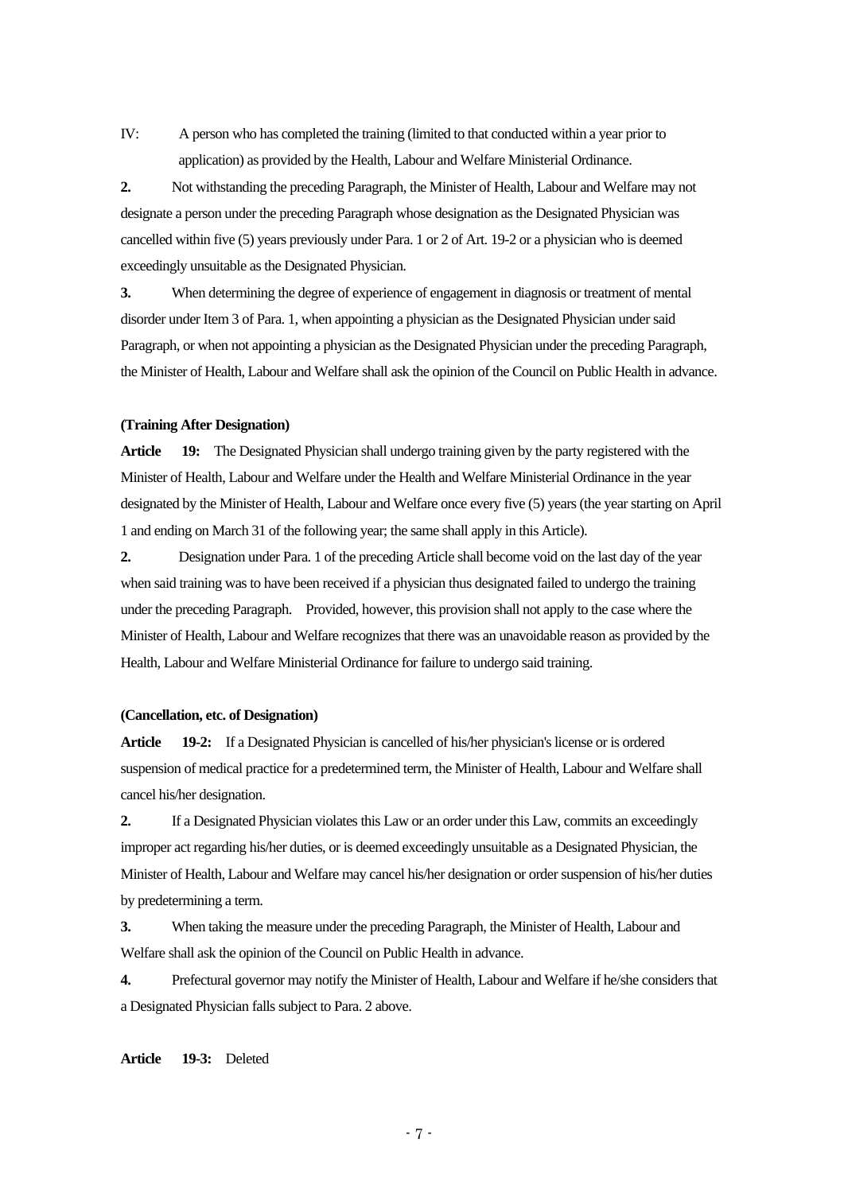IV: A person who has completed the training (limited to that conducted within a year prior to application) as provided by the Health, Labour and Welfare Ministerial Ordinance.

**2.** Not withstanding the preceding Paragraph, the Minister of Health, Labour and Welfare may not designate a person under the preceding Paragraph whose designation as the Designated Physician was cancelled within five (5) years previously under Para. 1 or 2 of Art. 19-2 or a physician who is deemed exceedingly unsuitable as the Designated Physician.

**3.** When determining the degree of experience of engagement in diagnosis or treatment of mental disorder under Item 3 of Para. 1, when appointing a physician as the Designated Physician under said Paragraph, or when not appointing a physician as the Designated Physician under the preceding Paragraph, the Minister of Health, Labour and Welfare shall ask the opinion of the Council on Public Health in advance.

**(Training After Designation)**

**Article 19:** The Designated Physician shall undergo training given by the party registered with the Minister of Health, Labour and Welfare under the Health and Welfare Ministerial Ordinance in the year designated by the Minister of Health, Labour and Welfare once every five (5) years (the year starting on April 1 and ending on March 31 of the following year; the same shall apply in this Article).

**2.** Designation under Para. 1 of the preceding Article shall become void on the last day of the year when said training was to have been received if a physician thus designated failed to undergo the training under the preceding Paragraph. Provided, however, this provision shall not apply to the case where the Minister of Health, Labour and Welfare recognizes that there was an unavoidable reason as provided by the Health, Labour and Welfare Ministerial Ordinance for failure to undergo said training.

**(Cancellation, etc. of Designation)**

**Article 19-2:** If a Designated Physician is cancelled of his/her physician's license or is ordered suspension of medical practice for a predetermined term, the Minister of Health, Labour and Welfare shall cancel his/her designation.

**2.** If a Designated Physician violates this Law or an order under this Law, commits an exceedingly improper act regarding his/her duties, or is deemed exceedingly unsuitable as a Designated Physician, the Minister of Health, Labour and Welfare may cancel his/her designation or order suspension of his/her duties by predetermining a term.

**3.** When taking the measure under the preceding Paragraph, the Minister of Health, Labour and Welfare shall ask the opinion of the Council on Public Health in advance.

**4.** Prefectural governor may notify the Minister of Health, Labour and Welfare if he/she considers that a Designated Physician falls subject to Para. 2 above.

**Article 19-3:** Deleted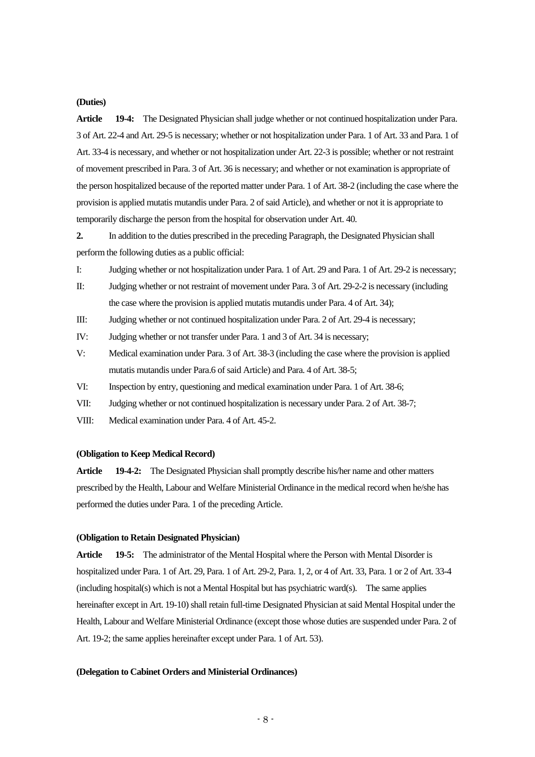**(Duties)**

**Article 19-4:** The Designated Physician shall judge whether or not continued hospitalization under Para. 3 of Art. 22-4 and Art. 29-5 is necessary; whether or not hospitalization under Para. 1 of Art. 33 and Para. 1 of Art. 33-4 is necessary, and whether or not hospitalization under Art. 22-3 is possible; whether or not restraint of movement prescribed in Para. 3 of Art. 36 is necessary; and whether or not examination is appropriate of the person hospitalized because of the reported matter under Para. 1 of Art. 38-2 (including the case where the provision is applied mutatis mutandis under Para. 2 of said Article), and whether or not it is appropriate to temporarily discharge the person from the hospital for observation under Art. 40.

**2.** In addition to the duties prescribed in the preceding Paragraph, the Designated Physician shall perform the following duties as a public official:

I: Judging whether or not hospitalization under Para. 1 of Art. 29 and Para. 1 of Art. 29-2 is necessary;

II: Judging whether or not restraint of movement under Para. 3 of Art. 29-2-2 is necessary (including the case where the provision is applied mutatis mutandis under Para. 4 of Art. 34);

III: Judging whether or not continued hospitalization under Para. 2 of Art. 29-4 is necessary;

IV: Judging whether or not transfer under Para. 1 and 3 of Art. 34 is necessary;

V: Medical examination under Para. 3 of Art. 38-3 (including the case where the provision is applied mutatis mutandis under Para.6 of said Article) and Para. 4 of Art. 38-5;

VI: Inspection by entry, questioning and medical examination under Para. 1 of Art. 38-6;

VII: Judging whether or not continued hospitalization is necessary under Para. 2 of Art. 38-7;

VIII: Medical examination under Para. 4 of Art. 45-2.

**(Obligation to Keep Medical Record)**

**Article 19-4-2:** The Designated Physician shall promptly describe his/her name and other matters prescribed by the Health, Labour and Welfare Ministerial Ordinance in the medical record when he/she has performed the duties under Para. 1 of the preceding Article.

**(Obligation to Retain Designated Physician)**

**Article 19-5:** The administrator of the Mental Hospital where the Person with Mental Disorder is hospitalized under Para. 1 of Art. 29, Para. 1 of Art. 29-2, Para. 1, 2, or 4 of Art. 33, Para. 1 or 2 of Art. 33-4 (including hospital(s) which is not a Mental Hospital but has psychiatric ward(s). The same applies hereinafter except in Art. 19-10) shall retain full-time Designated Physician at said Mental Hospital under the Health, Labour and Welfare Ministerial Ordinance (except those whose duties are suspended under Para. 2 of Art. 19-2; the same applies hereinafter except under Para. 1 of Art. 53).

**(Delegation to Cabinet Orders and Ministerial Ordinances)**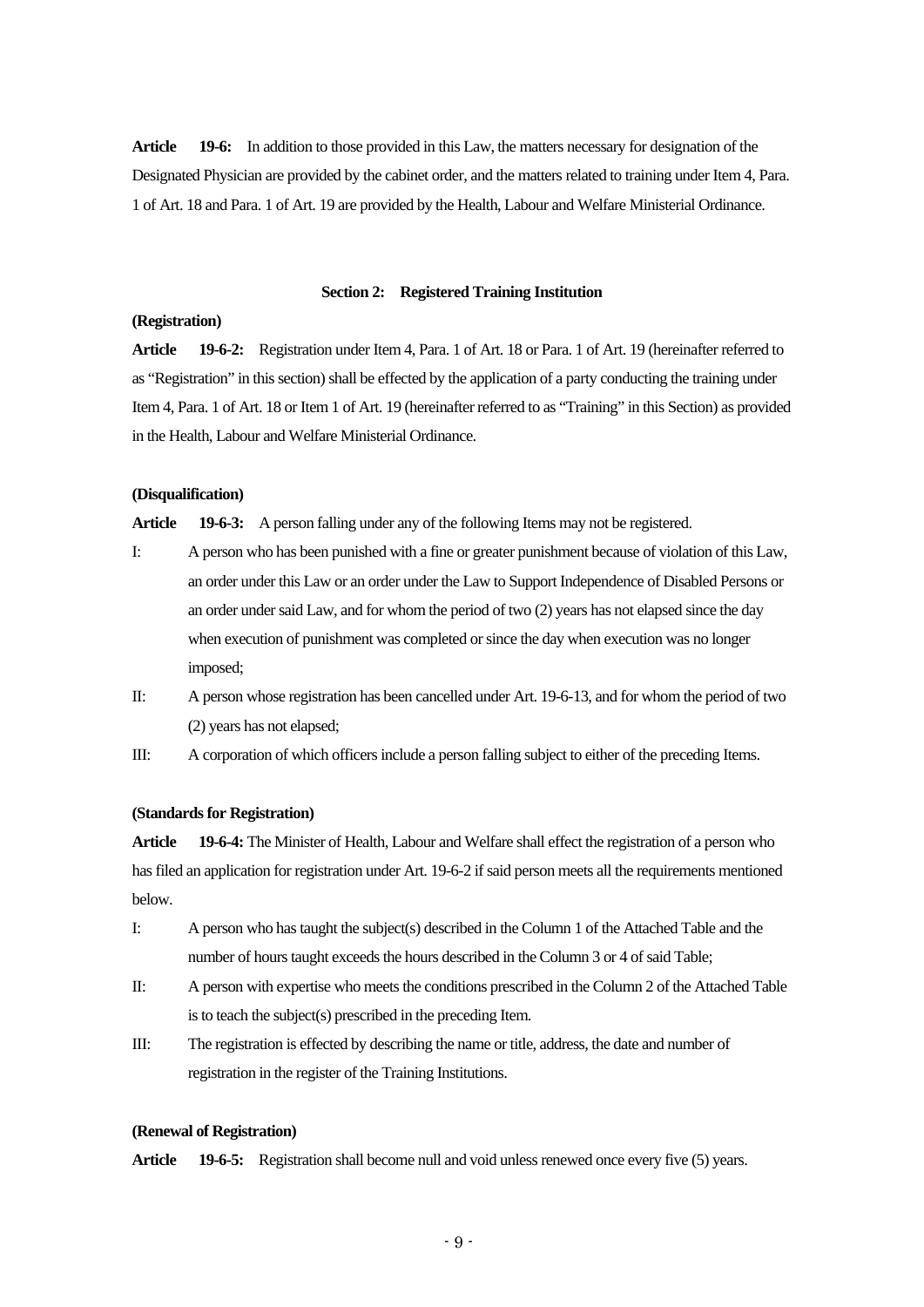**Article 19-6:** In addition to those provided in this Law, the matters necessary for designation of the Designated Physician are provided by the cabinet order, and the matters related to training under Item 4, Para. 1 of Art. 18 and Para. 1 of Art. 19 are provided by the Health, Labour and Welfare Ministerial Ordinance.

## Section 2: Registered Training Institution

**(Registration)**

**Article 19-6-2:** Registration under Item 4, Para. 1 of Art. 18 or Para. 1 of Art. 19 (hereinafter referred to as "Registration" in this section) shall be effected by the application of a party conducting the training under Item 4, Para. 1 of Art. 18 or Item 1 of Art. 19 (hereinafter referred to as "Training" in this Section) as provided in the Health, Labour and Welfare Ministerial Ordinance.

**(Disqualification)**

**Article 19-6-3:** A person falling under any of the following Items may not be registered.

I: A person who has been punished with a fine or greater punishment because of violation of this Law, an order under this Law or an order under the Law to Support Independence of Disabled Persons or an order under said Law, and for whom the period of two (2) years has not elapsed since the day when execution of punishment was completed or since the day when execution was no longer imposed;

II: A person whose registration has been cancelled under Art. 19-6-13, and for whom the period of two (2) years has not elapsed;

III: A corporation of which officers include a person falling subject to either of the preceding Items.

**(Standards for Registration)**

**Article 19-6-4:** The Minister of Health, Labour and Welfare shall effect the registration of a person who has filed an application for registration under Art. 19-6-2 if said person meets all the requirements mentioned below.

I: A person who has taught the subject(s) described in the Column 1 of the Attached Table and the number of hours taught exceeds the hours described in the Column 3 or 4 of said Table;

II: A person with expertise who meets the conditions prescribed in the Column 2 of the Attached Table is to teach the subject(s) prescribed in the preceding Item.

III: The registration is effected by describing the name or title, address, the date and number of registration in the register of the Training Institutions.

**(Renewal of Registration)**

**Article 19-6-5:** Registration shall become null and void unless renewed once every five (5) years.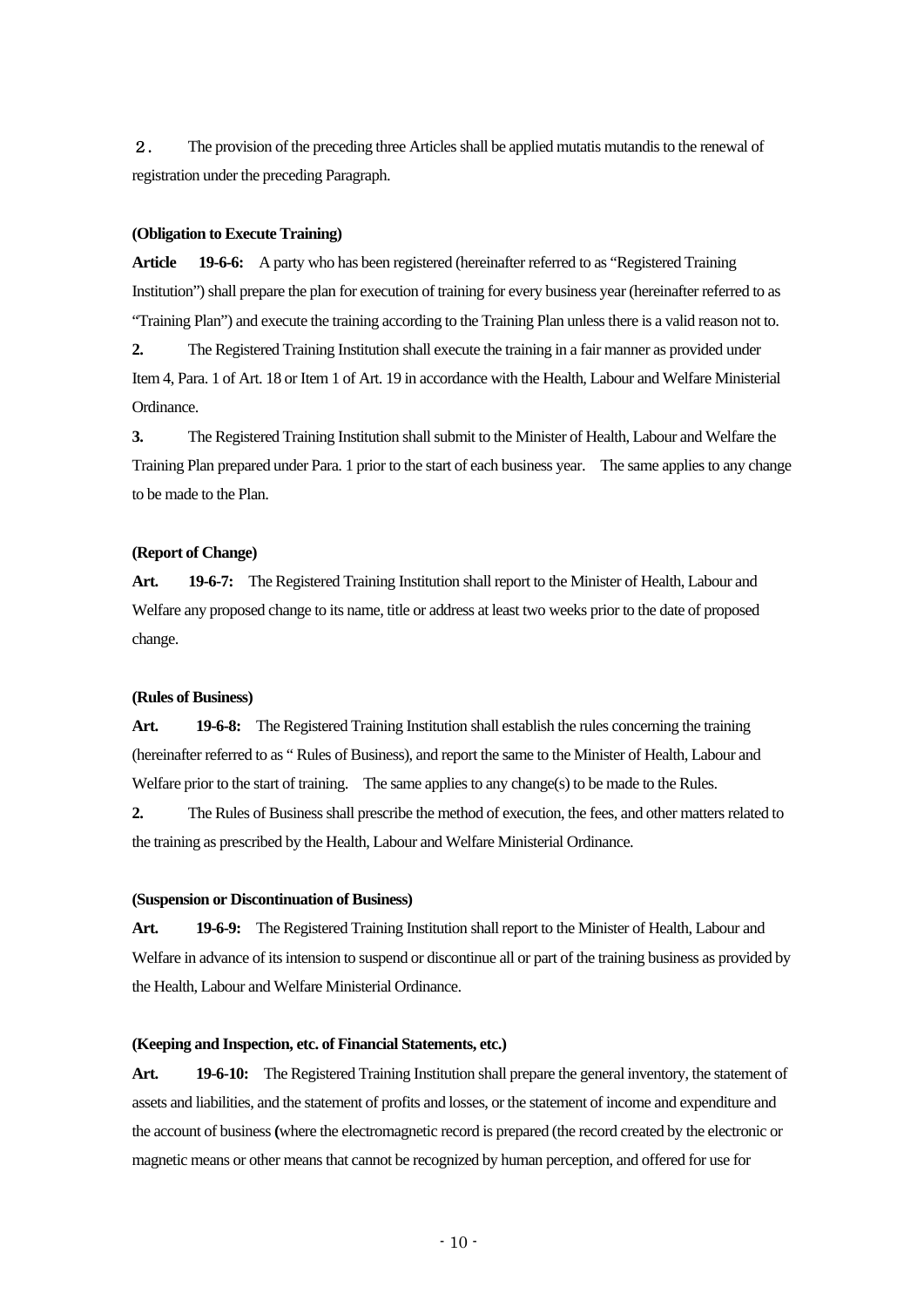２．　The provision of the preceding three Articles shall be applied mutatis mutandis to the renewal of registration under the preceding Paragraph.

**(Obligation to Execute Training)**

**Article 19-6-6:** A party who has been registered (hereinafter referred to as "Registered Training Institution") shall prepare the plan for execution of training for every business year (hereinafter referred to as "Training Plan") and execute the training according to the Training Plan unless there is a valid reason not to.

**2.** The Registered Training Institution shall execute the training in a fair manner as provided under Item 4, Para. 1 of Art. 18 or Item 1 of Art. 19 in accordance with the Health, Labour and Welfare Ministerial Ordinance.

**3.** The Registered Training Institution shall submit to the Minister of Health, Labour and Welfare the Training Plan prepared under Para. 1 prior to the start of each business year. The same applies to any change to be made to the Plan.

**(Report of Change)**

**Art. 19-6-7:** The Registered Training Institution shall report to the Minister of Health, Labour and Welfare any proposed change to its name, title or address at least two weeks prior to the date of proposed change.

**(Rules of Business)**

**Art. 19-6-8:** The Registered Training Institution shall establish the rules concerning the training (hereinafter referred to as " Rules of Business), and report the same to the Minister of Health, Labour and Welfare prior to the start of training. The same applies to any change(s) to be made to the Rules.

**2.** The Rules of Business shall prescribe the method of execution, the fees, and other matters related to the training as prescribed by the Health, Labour and Welfare Ministerial Ordinance.

**(Suspension or Discontinuation of Business)**

**Art. 19-6-9:** The Registered Training Institution shall report to the Minister of Health, Labour and Welfare in advance of its intension to suspend or discontinue all or part of the training business as provided by the Health, Labour and Welfare Ministerial Ordinance.

**(Keeping and Inspection, etc. of Financial Statements, etc.)**

**Art. 19-6-10:** The Registered Training Institution shall prepare the general inventory, the statement of assets and liabilities, and the statement of profits and losses, or the statement of income and expenditure and the account of business **(**where the electromagnetic record is prepared (the record created by the electronic or magnetic means or other means that cannot be recognized by human perception, and offered for use for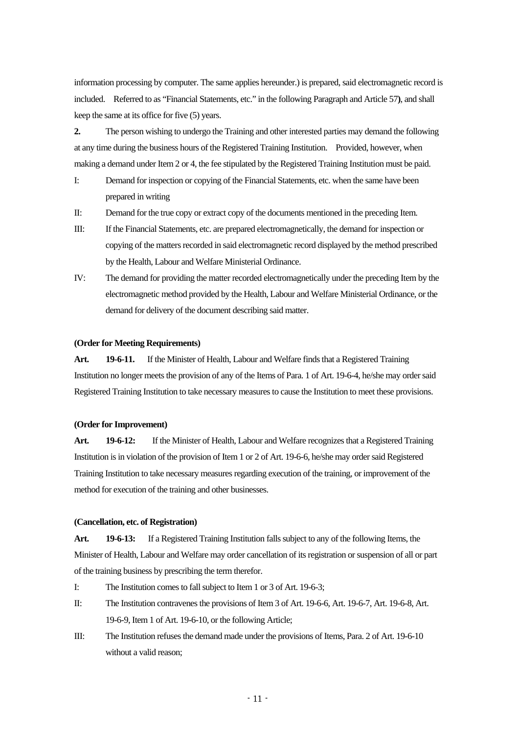information processing by computer. The same applies hereunder.) is prepared, said electromagnetic record is included. Referred to as "Financial Statements, etc." in the following Paragraph and Article 57**)**, and shall keep the same at its office for five (5) years.

**2.** The person wishing to undergo the Training and other interested parties may demand the following at any time during the business hours of the Registered Training Institution. Provided, however, when making a demand under Item 2 or 4, the fee stipulated by the Registered Training Institution must be paid.

I: Demand for inspection or copying of the Financial Statements, etc. when the same have been prepared in writing

II: Demand for the true copy or extract copy of the documents mentioned in the preceding Item.

III: If the Financial Statements, etc. are prepared electromagnetically, the demand for inspection or copying of the matters recorded in said electromagnetic record displayed by the method prescribed by the Health, Labour and Welfare Ministerial Ordinance.

IV: The demand for providing the matter recorded electromagnetically under the preceding Item by the electromagnetic method provided by the Health, Labour and Welfare Ministerial Ordinance, or the demand for delivery of the document describing said matter.

**(Order for Meeting Requirements)**

**Art. 19-6-11.** If the Minister of Health, Labour and Welfare finds that a Registered Training Institution no longer meets the provision of any of the Items of Para. 1 of Art. 19-6-4, he/she may order said Registered Training Institution to take necessary measures to cause the Institution to meet these provisions.

**(Order for Improvement)**

**Art. 19-6-12:** If the Minister of Health, Labour and Welfare recognizes that a Registered Training Institution is in violation of the provision of Item 1 or 2 of Art. 19-6-6, he/she may order said Registered Training Institution to take necessary measures regarding execution of the training, or improvement of the method for execution of the training and other businesses.

**(Cancellation, etc. of Registration)**

**Art. 19-6-13:** If a Registered Training Institution falls subject to any of the following Items, the Minister of Health, Labour and Welfare may order cancellation of its registration or suspension of all or part of the training business by prescribing the term therefor.

I: The Institution comes to fall subject to Item 1 or 3 of Art. 19-6-3;

II: The Institution contravenes the provisions of Item 3 of Art. 19-6-6, Art. 19-6-7, Art. 19-6-8, Art. 19-6-9, Item 1 of Art. 19-6-10, or the following Article;

III: The Institution refuses the demand made under the provisions of Items, Para. 2 of Art. 19-6-10 without a valid reason;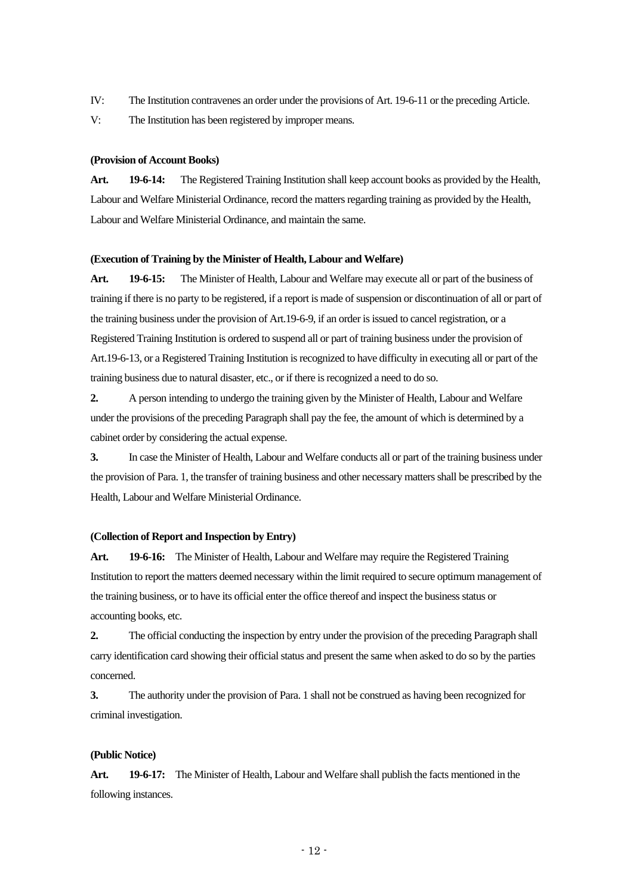IV: The Institution contravenes an order under the provisions of Art. 19-6-11 or the preceding Article.

V: The Institution has been registered by improper means.

**(Provision of Account Books)**

**Art. 19-6-14:** The Registered Training Institution shall keep account books as provided by the Health, Labour and Welfare Ministerial Ordinance, record the matters regarding training as provided by the Health, Labour and Welfare Ministerial Ordinance, and maintain the same.

**(Execution of Training by the Minister of Health, Labour and Welfare)**

**Art. 19-6-15:** The Minister of Health, Labour and Welfare may execute all or part of the business of training if there is no party to be registered, if a report is made of suspension or discontinuation of all or part of the training business under the provision of Art.19-6-9, if an order is issued to cancel registration, or a Registered Training Institution is ordered to suspend all or part of training business under the provision of Art.19-6-13, or a Registered Training Institution is recognized to have difficulty in executing all or part of the training business due to natural disaster, etc., or if there is recognized a need to do so.

**2.** A person intending to undergo the training given by the Minister of Health, Labour and Welfare under the provisions of the preceding Paragraph shall pay the fee, the amount of which is determined by a cabinet order by considering the actual expense.

**3.** In case the Minister of Health, Labour and Welfare conducts all or part of the training business under the provision of Para. 1, the transfer of training business and other necessary matters shall be prescribed by the Health, Labour and Welfare Ministerial Ordinance.

**(Collection of Report and Inspection by Entry)**

**Art. 19-6-16:** The Minister of Health, Labour and Welfare may require the Registered Training Institution to report the matters deemed necessary within the limit required to secure optimum management of the training business, or to have its official enter the office thereof and inspect the business status or accounting books, etc.

**2.** The official conducting the inspection by entry under the provision of the preceding Paragraph shall carry identification card showing their official status and present the same when asked to do so by the parties concerned.

**3.** The authority under the provision of Para. 1 shall not be construed as having been recognized for criminal investigation.

**(Public Notice)**

**Art. 19-6-17:** The Minister of Health, Labour and Welfare shall publish the facts mentioned in the following instances.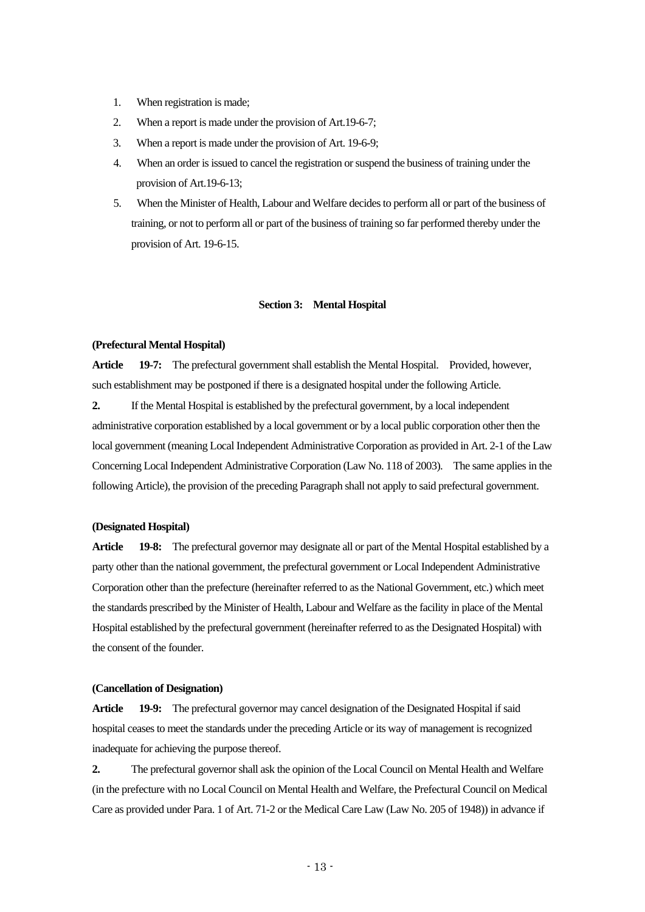1. When registration is made;
2. When a report is made under the provision of Art.19-6-7;
3. When a report is made under the provision of Art. 19-6-9;
4. When an order is issued to cancel the registration or suspend the business of training under the provision of Art.19-6-13;
5. When the Minister of Health, Labour and Welfare decides to perform all or part of the business of training, or not to perform all or part of the business of training so far performed thereby under the provision of Art. 19-6-15.

### Section 3: Mental Hospital

**(Prefectural Mental Hospital)**

**Article 19-7:** The prefectural government shall establish the Mental Hospital. Provided, however, such establishment may be postponed if there is a designated hospital under the following Article.

**2.** If the Mental Hospital is established by the prefectural government, by a local independent administrative corporation established by a local government or by a local public corporation other then the local government (meaning Local Independent Administrative Corporation as provided in Art. 2-1 of the Law Concerning Local Independent Administrative Corporation (Law No. 118 of 2003). The same applies in the following Article), the provision of the preceding Paragraph shall not apply to said prefectural government.

**(Designated Hospital)**

**Article 19-8:** The prefectural governor may designate all or part of the Mental Hospital established by a party other than the national government, the prefectural government or Local Independent Administrative Corporation other than the prefecture (hereinafter referred to as the National Government, etc.) which meet the standards prescribed by the Minister of Health, Labour and Welfare as the facility in place of the Mental Hospital established by the prefectural government (hereinafter referred to as the Designated Hospital) with the consent of the founder.

**(Cancellation of Designation)**

**Article 19-9:** The prefectural governor may cancel designation of the Designated Hospital if said hospital ceases to meet the standards under the preceding Article or its way of management is recognized inadequate for achieving the purpose thereof.

**2.** The prefectural governor shall ask the opinion of the Local Council on Mental Health and Welfare (in the prefecture with no Local Council on Mental Health and Welfare, the Prefectural Council on Medical Care as provided under Para. 1 of Art. 71-2 or the Medical Care Law (Law No. 205 of 1948)) in advance if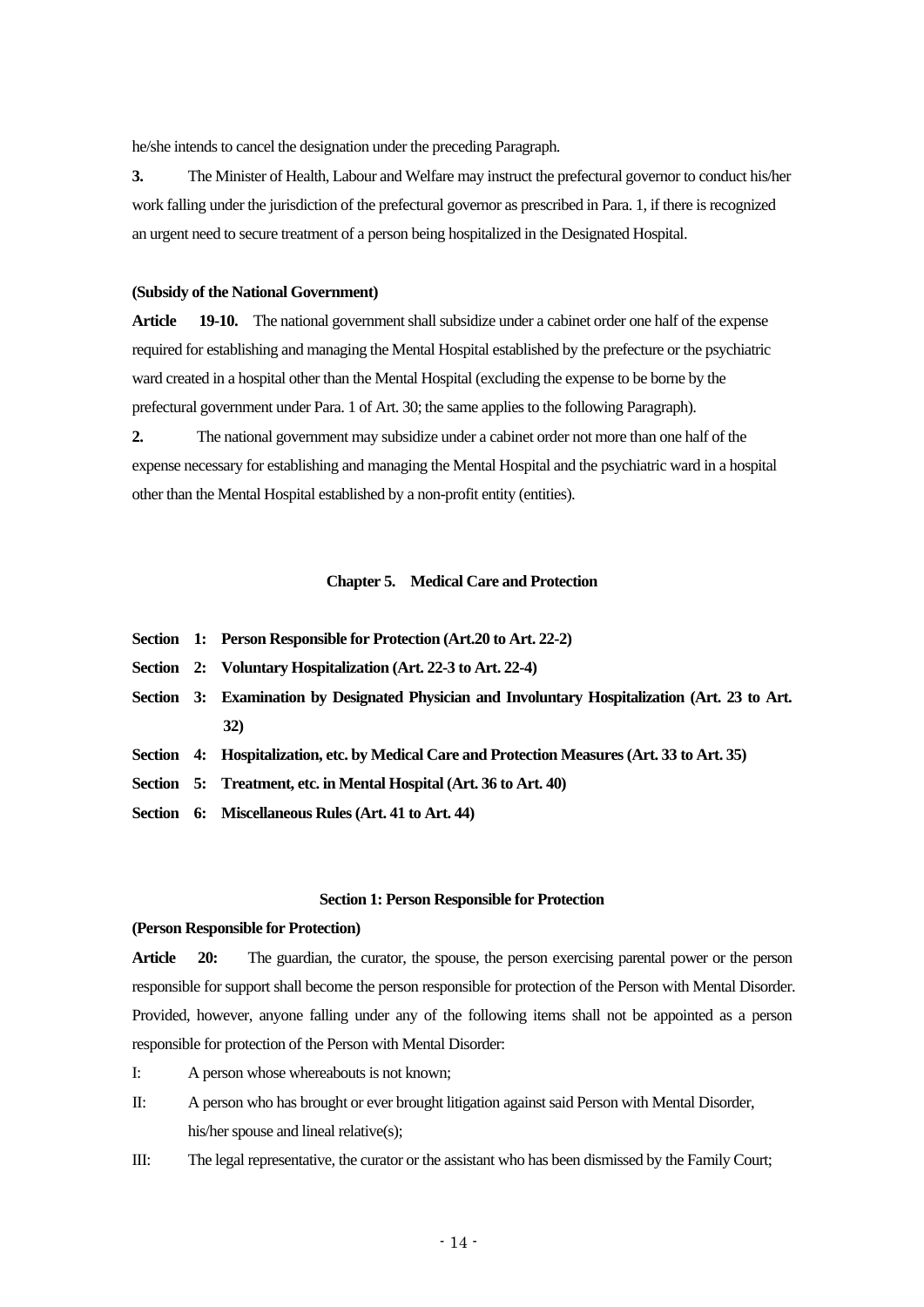he/she intends to cancel the designation under the preceding Paragraph.

**3.** The Minister of Health, Labour and Welfare may instruct the prefectural governor to conduct his/her work falling under the jurisdiction of the prefectural governor as prescribed in Para. 1, if there is recognized an urgent need to secure treatment of a person being hospitalized in the Designated Hospital.

**(Subsidy of the National Government)**

**Article 19-10.** The national government shall subsidize under a cabinet order one half of the expense required for establishing and managing the Mental Hospital established by the prefecture or the psychiatric ward created in a hospital other than the Mental Hospital (excluding the expense to be borne by the prefectural government under Para. 1 of Art. 30; the same applies to the following Paragraph).

**2.** The national government may subsidize under a cabinet order not more than one half of the expense necessary for establishing and managing the Mental Hospital and the psychiatric ward in a hospital other than the Mental Hospital established by a non-profit entity (entities).

## Chapter 5. Medical Care and Protection

**Section 1: Person Responsible for Protection (Art.20 to Art. 22-2)**

**Section 2: Voluntary Hospitalization (Art. 22-3 to Art. 22-4)**

**Section 3: Examination by Designated Physician and Involuntary Hospitalization (Art. 23 to Art. 32)**

**Section 4: Hospitalization, etc. by Medical Care and Protection Measures (Art. 33 to Art. 35)**

**Section 5: Treatment, etc. in Mental Hospital (Art. 36 to Art. 40)**

**Section 6: Miscellaneous Rules (Art. 41 to Art. 44)**

### Section 1: Person Responsible for Protection

**(Person Responsible for Protection)**

**Article 20:** The guardian, the curator, the spouse, the person exercising parental power or the person responsible for support shall become the person responsible for protection of the Person with Mental Disorder. Provided, however, anyone falling under any of the following items shall not be appointed as a person responsible for protection of the Person with Mental Disorder:

I: A person whose whereabouts is not known;

II: A person who has brought or ever brought litigation against said Person with Mental Disorder, his/her spouse and lineal relative(s);

III: The legal representative, the curator or the assistant who has been dismissed by the Family Court;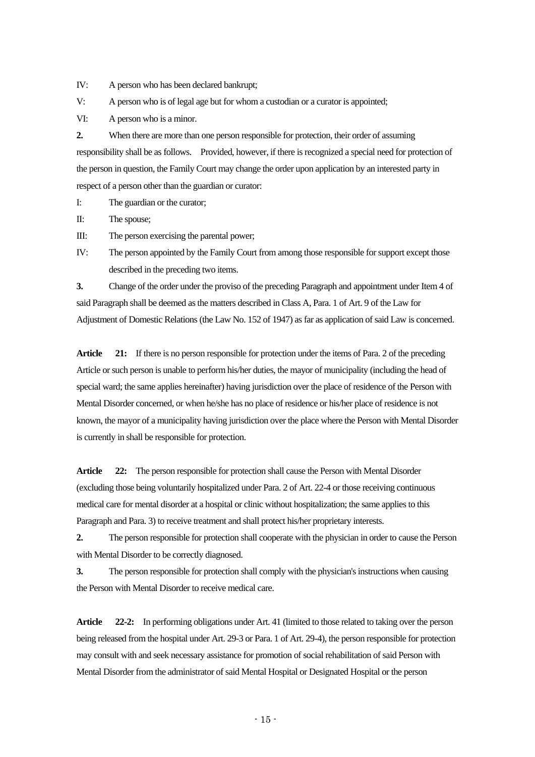IV: A person who has been declared bankrupt;

V: A person who is of legal age but for whom a custodian or a curator is appointed;

VI: A person who is a minor.

**2.** When there are more than one person responsible for protection, their order of assuming responsibility shall be as follows. Provided, however, if there is recognized a special need for protection of the person in question, the Family Court may change the order upon application by an interested party in respect of a person other than the guardian or curator:

I: The guardian or the curator;

II: The spouse;

III: The person exercising the parental power;

IV: The person appointed by the Family Court from among those responsible for support except those described in the preceding two items.

**3.** Change of the order under the proviso of the preceding Paragraph and appointment under Item 4 of said Paragraph shall be deemed as the matters described in Class A, Para. 1 of Art. 9 of the Law for Adjustment of Domestic Relations (the Law No. 152 of 1947) as far as application of said Law is concerned.

**Article 21:** If there is no person responsible for protection under the items of Para. 2 of the preceding Article or such person is unable to perform his/her duties, the mayor of municipality (including the head of special ward; the same applies hereinafter) having jurisdiction over the place of residence of the Person with Mental Disorder concerned, or when he/she has no place of residence or his/her place of residence is not known, the mayor of a municipality having jurisdiction over the place where the Person with Mental Disorder is currently in shall be responsible for protection.

**Article 22:** The person responsible for protection shall cause the Person with Mental Disorder (excluding those being voluntarily hospitalized under Para. 2 of Art. 22-4 or those receiving continuous medical care for mental disorder at a hospital or clinic without hospitalization; the same applies to this Paragraph and Para. 3) to receive treatment and shall protect his/her proprietary interests.

**2.** The person responsible for protection shall cooperate with the physician in order to cause the Person with Mental Disorder to be correctly diagnosed.

**3.** The person responsible for protection shall comply with the physician's instructions when causing the Person with Mental Disorder to receive medical care.

**Article 22-2:** In performing obligations under Art. 41 (limited to those related to taking over the person being released from the hospital under Art. 29-3 or Para. 1 of Art. 29-4), the person responsible for protection may consult with and seek necessary assistance for promotion of social rehabilitation of said Person with Mental Disorder from the administrator of said Mental Hospital or Designated Hospital or the person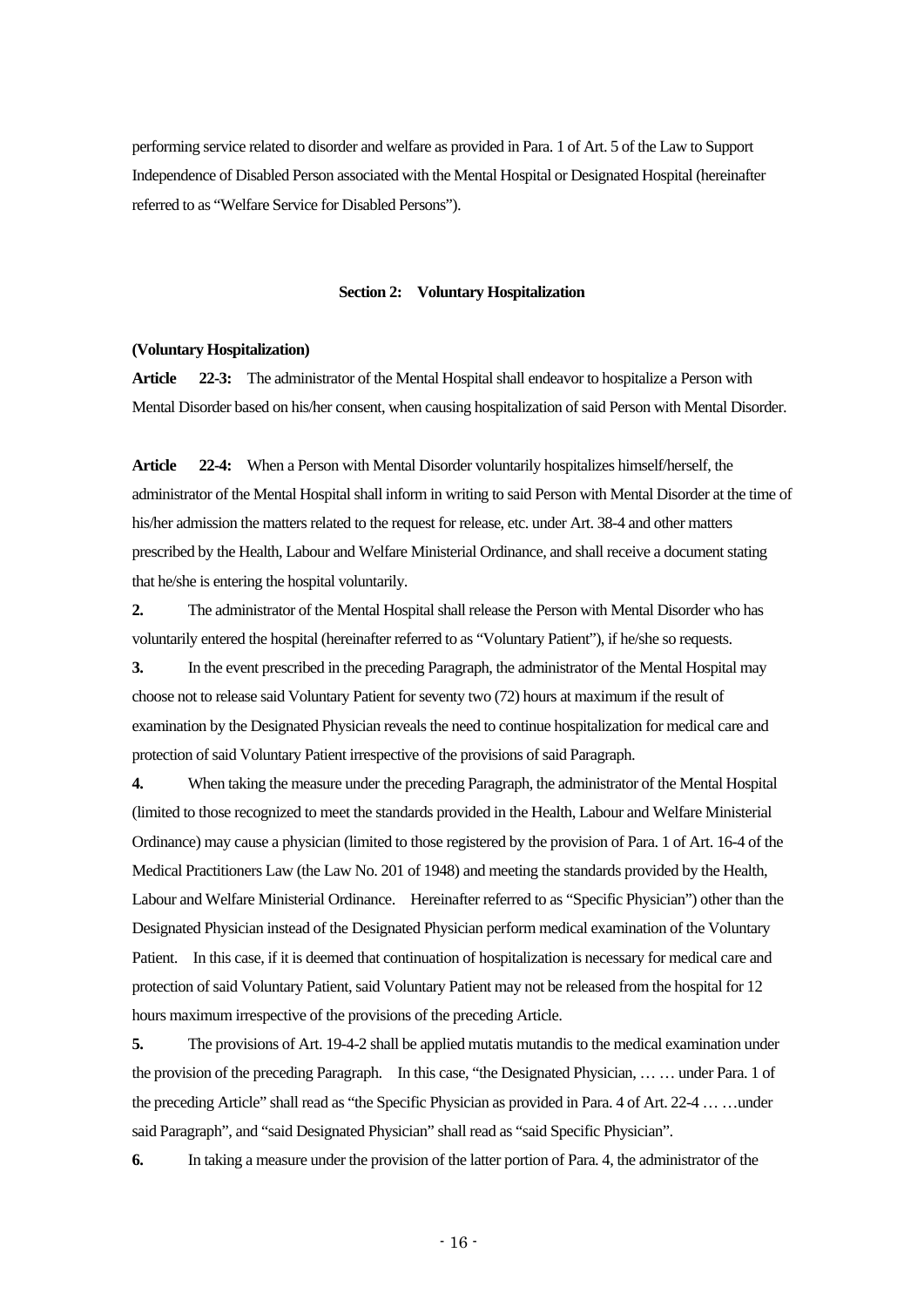performing service related to disorder and welfare as provided in Para. 1 of Art. 5 of the Law to Support Independence of Disabled Person associated with the Mental Hospital or Designated Hospital (hereinafter referred to as "Welfare Service for Disabled Persons").

### Section 2: Voluntary Hospitalization

**(Voluntary Hospitalization)**

**Article 22-3:** The administrator of the Mental Hospital shall endeavor to hospitalize a Person with Mental Disorder based on his/her consent, when causing hospitalization of said Person with Mental Disorder.

**Article 22-4:** When a Person with Mental Disorder voluntarily hospitalizes himself/herself, the administrator of the Mental Hospital shall inform in writing to said Person with Mental Disorder at the time of his/her admission the matters related to the request for release, etc. under Art. 38-4 and other matters prescribed by the Health, Labour and Welfare Ministerial Ordinance, and shall receive a document stating that he/she is entering the hospital voluntarily.

**2.** The administrator of the Mental Hospital shall release the Person with Mental Disorder who has voluntarily entered the hospital (hereinafter referred to as "Voluntary Patient"), if he/she so requests.

**3.** In the event prescribed in the preceding Paragraph, the administrator of the Mental Hospital may choose not to release said Voluntary Patient for seventy two (72) hours at maximum if the result of examination by the Designated Physician reveals the need to continue hospitalization for medical care and protection of said Voluntary Patient irrespective of the provisions of said Paragraph.

**4.** When taking the measure under the preceding Paragraph, the administrator of the Mental Hospital (limited to those recognized to meet the standards provided in the Health, Labour and Welfare Ministerial Ordinance) may cause a physician (limited to those registered by the provision of Para. 1 of Art. 16-4 of the Medical Practitioners Law (the Law No. 201 of 1948) and meeting the standards provided by the Health, Labour and Welfare Ministerial Ordinance. Hereinafter referred to as "Specific Physician") other than the Designated Physician instead of the Designated Physician perform medical examination of the Voluntary Patient. In this case, if it is deemed that continuation of hospitalization is necessary for medical care and protection of said Voluntary Patient, said Voluntary Patient may not be released from the hospital for 12 hours maximum irrespective of the provisions of the preceding Article.

**5.** The provisions of Art. 19-4-2 shall be applied mutatis mutandis to the medical examination under the provision of the preceding Paragraph. In this case, "the Designated Physician, … … under Para. 1 of the preceding Article" shall read as "the Specific Physician as provided in Para. 4 of Art. 22-4 … …under said Paragraph", and "said Designated Physician" shall read as "said Specific Physician".

**6.** In taking a measure under the provision of the latter portion of Para. 4, the administrator of the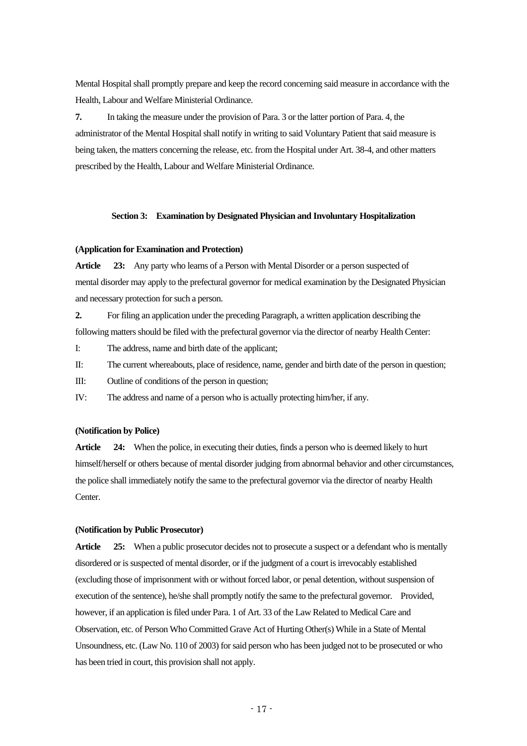Mental Hospital shall promptly prepare and keep the record concerning said measure in accordance with the Health, Labour and Welfare Ministerial Ordinance.

**7.** In taking the measure under the provision of Para. 3 or the latter portion of Para. 4, the administrator of the Mental Hospital shall notify in writing to said Voluntary Patient that said measure is being taken, the matters concerning the release, etc. from the Hospital under Art. 38-4, and other matters prescribed by the Health, Labour and Welfare Ministerial Ordinance.

### Section 3: Examination by Designated Physician and Involuntary Hospitalization

**(Application for Examination and Protection)**

**Article 23:** Any party who learns of a Person with Mental Disorder or a person suspected of mental disorder may apply to the prefectural governor for medical examination by the Designated Physician and necessary protection for such a person.

**2.** For filing an application under the preceding Paragraph, a written application describing the following matters should be filed with the prefectural governor via the director of nearby Health Center:

I: The address, name and birth date of the applicant;

II: The current whereabouts, place of residence, name, gender and birth date of the person in question;

III: Outline of conditions of the person in question;

IV: The address and name of a person who is actually protecting him/her, if any.

**(Notification by Police)**

**Article 24:** When the police, in executing their duties, finds a person who is deemed likely to hurt himself/herself or others because of mental disorder judging from abnormal behavior and other circumstances, the police shall immediately notify the same to the prefectural governor via the director of nearby Health Center.

**(Notification by Public Prosecutor)**

**Article 25:** When a public prosecutor decides not to prosecute a suspect or a defendant who is mentally disordered or is suspected of mental disorder, or if the judgment of a court is irrevocably established (excluding those of imprisonment with or without forced labor, or penal detention, without suspension of execution of the sentence), he/she shall promptly notify the same to the prefectural governor. Provided, however, if an application is filed under Para. 1 of Art. 33 of the Law Related to Medical Care and Observation, etc. of Person Who Committed Grave Act of Hurting Other(s) While in a State of Mental Unsoundness, etc. (Law No. 110 of 2003) for said person who has been judged not to be prosecuted or who has been tried in court, this provision shall not apply.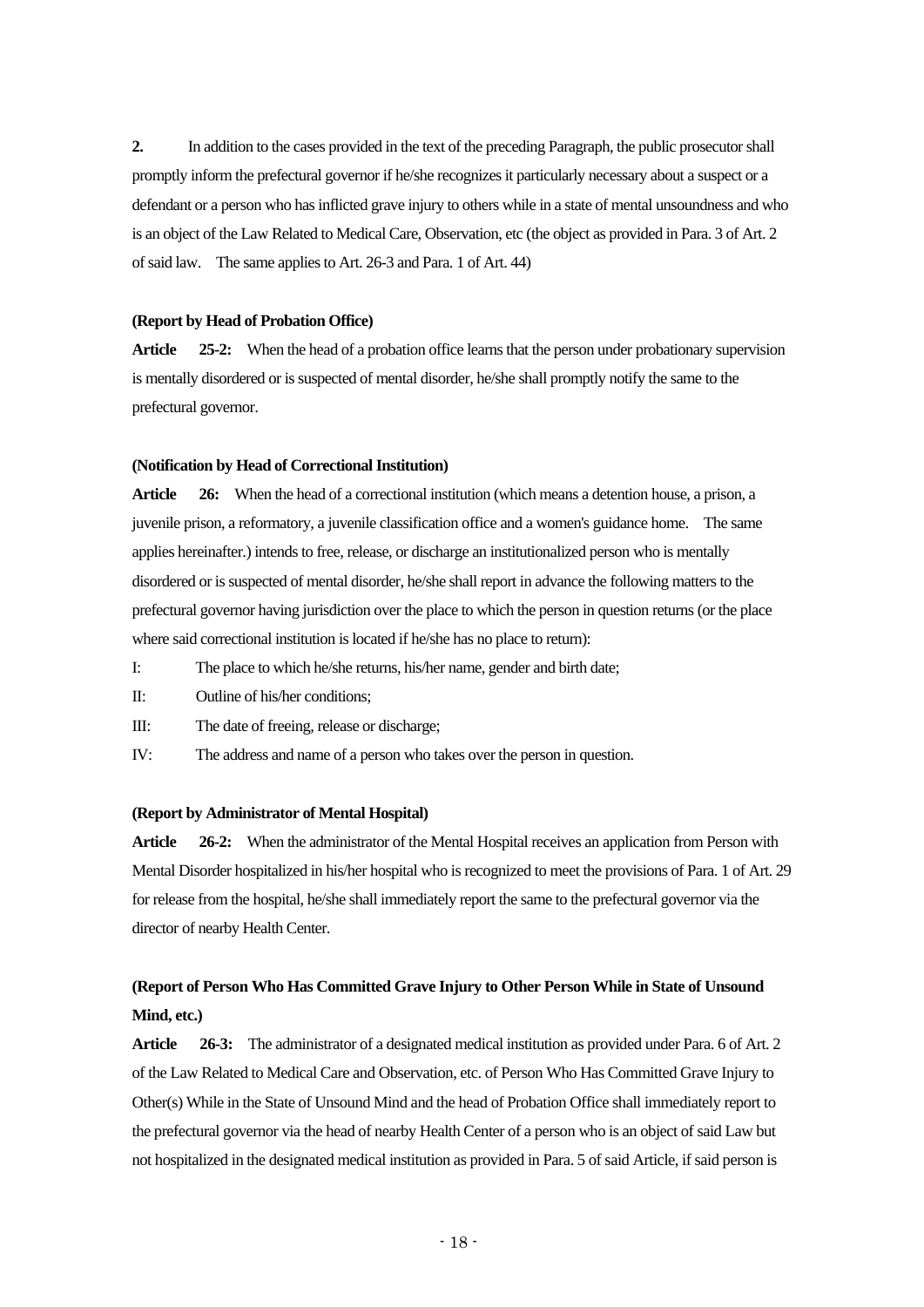**2.** In addition to the cases provided in the text of the preceding Paragraph, the public prosecutor shall promptly inform the prefectural governor if he/she recognizes it particularly necessary about a suspect or a defendant or a person who has inflicted grave injury to others while in a state of mental unsoundness and who is an object of the Law Related to Medical Care, Observation, etc (the object as provided in Para. 3 of Art. 2 of said law. The same applies to Art. 26-3 and Para. 1 of Art. 44)

**(Report by Head of Probation Office)**

**Article 25-2:** When the head of a probation office learns that the person under probationary supervision is mentally disordered or is suspected of mental disorder, he/she shall promptly notify the same to the prefectural governor.

**(Notification by Head of Correctional Institution)**

**Article 26:** When the head of a correctional institution (which means a detention house, a prison, a juvenile prison, a reformatory, a juvenile classification office and a women's guidance home. The same applies hereinafter.) intends to free, release, or discharge an institutionalized person who is mentally disordered or is suspected of mental disorder, he/she shall report in advance the following matters to the prefectural governor having jurisdiction over the place to which the person in question returns (or the place where said correctional institution is located if he/she has no place to return):

I: The place to which he/she returns, his/her name, gender and birth date;

II: Outline of his/her conditions;

III: The date of freeing, release or discharge;

IV: The address and name of a person who takes over the person in question.

**(Report by Administrator of Mental Hospital)**

**Article 26-2:** When the administrator of the Mental Hospital receives an application from Person with Mental Disorder hospitalized in his/her hospital who is recognized to meet the provisions of Para. 1 of Art. 29 for release from the hospital, he/she shall immediately report the same to the prefectural governor via the director of nearby Health Center.

**(Report of Person Who Has Committed Grave Injury to Other Person While in State of Unsound Mind, etc.)**

**Article 26-3:** The administrator of a designated medical institution as provided under Para. 6 of Art. 2 of the Law Related to Medical Care and Observation, etc. of Person Who Has Committed Grave Injury to Other(s) While in the State of Unsound Mind and the head of Probation Office shall immediately report to the prefectural governor via the head of nearby Health Center of a person who is an object of said Law but not hospitalized in the designated medical institution as provided in Para. 5 of said Article, if said person is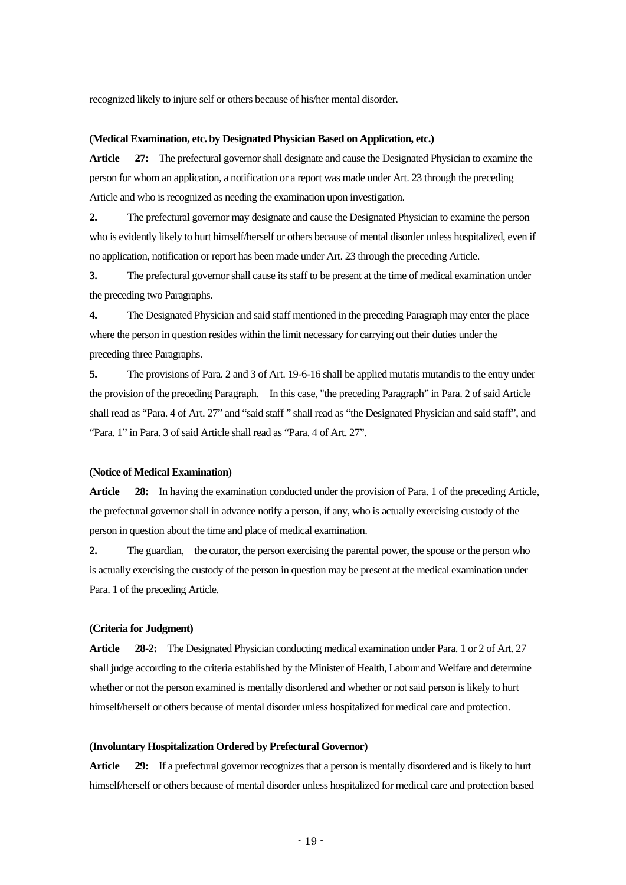recognized likely to injure self or others because of his/her mental disorder.

**(Medical Examination, etc. by Designated Physician Based on Application, etc.)**

**Article 27:** The prefectural governor shall designate and cause the Designated Physician to examine the person for whom an application, a notification or a report was made under Art. 23 through the preceding Article and who is recognized as needing the examination upon investigation.

**2.** The prefectural governor may designate and cause the Designated Physician to examine the person who is evidently likely to hurt himself/herself or others because of mental disorder unless hospitalized, even if no application, notification or report has been made under Art. 23 through the preceding Article.

**3.** The prefectural governor shall cause its staff to be present at the time of medical examination under the preceding two Paragraphs.

**4.** The Designated Physician and said staff mentioned in the preceding Paragraph may enter the place where the person in question resides within the limit necessary for carrying out their duties under the preceding three Paragraphs.

**5.** The provisions of Para. 2 and 3 of Art. 19-6-16 shall be applied mutatis mutandis to the entry under the provision of the preceding Paragraph. In this case, "the preceding Paragraph" in Para. 2 of said Article shall read as "Para. 4 of Art. 27" and "said staff " shall read as "the Designated Physician and said staff", and "Para. 1" in Para. 3 of said Article shall read as "Para. 4 of Art. 27".

**(Notice of Medical Examination)**

**Article 28:** In having the examination conducted under the provision of Para. 1 of the preceding Article, the prefectural governor shall in advance notify a person, if any, who is actually exercising custody of the person in question about the time and place of medical examination.

**2.** The guardian, the curator, the person exercising the parental power, the spouse or the person who is actually exercising the custody of the person in question may be present at the medical examination under Para. 1 of the preceding Article.

**(Criteria for Judgment)**

**Article 28-2:** The Designated Physician conducting medical examination under Para. 1 or 2 of Art. 27 shall judge according to the criteria established by the Minister of Health, Labour and Welfare and determine whether or not the person examined is mentally disordered and whether or not said person is likely to hurt himself/herself or others because of mental disorder unless hospitalized for medical care and protection.

**(Involuntary Hospitalization Ordered by Prefectural Governor)**

**Article 29:** If a prefectural governor recognizes that a person is mentally disordered and is likely to hurt himself/herself or others because of mental disorder unless hospitalized for medical care and protection based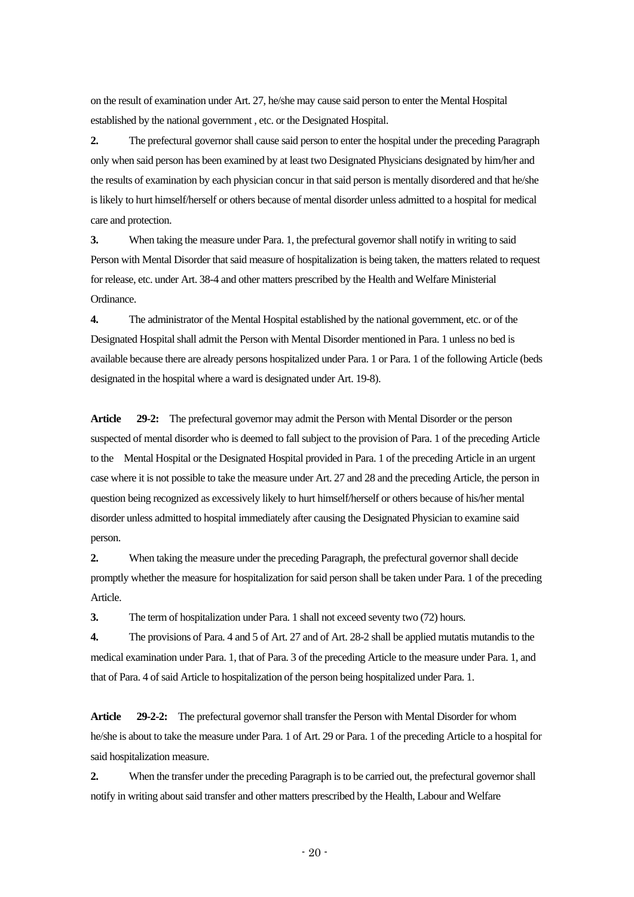on the result of examination under Art. 27, he/she may cause said person to enter the Mental Hospital established by the national government , etc. or the Designated Hospital.

**2.** The prefectural governor shall cause said person to enter the hospital under the preceding Paragraph only when said person has been examined by at least two Designated Physicians designated by him/her and the results of examination by each physician concur in that said person is mentally disordered and that he/she is likely to hurt himself/herself or others because of mental disorder unless admitted to a hospital for medical care and protection.

**3.** When taking the measure under Para. 1, the prefectural governor shall notify in writing to said Person with Mental Disorder that said measure of hospitalization is being taken, the matters related to request for release, etc. under Art. 38-4 and other matters prescribed by the Health and Welfare Ministerial Ordinance.

**4.** The administrator of the Mental Hospital established by the national government, etc. or of the Designated Hospital shall admit the Person with Mental Disorder mentioned in Para. 1 unless no bed is available because there are already persons hospitalized under Para. 1 or Para. 1 of the following Article (beds designated in the hospital where a ward is designated under Art. 19-8).

**Article 29-2:** The prefectural governor may admit the Person with Mental Disorder or the person suspected of mental disorder who is deemed to fall subject to the provision of Para. 1 of the preceding Article to the Mental Hospital or the Designated Hospital provided in Para. 1 of the preceding Article in an urgent case where it is not possible to take the measure under Art. 27 and 28 and the preceding Article, the person in question being recognized as excessively likely to hurt himself/herself or others because of his/her mental disorder unless admitted to hospital immediately after causing the Designated Physician to examine said person.

**2.** When taking the measure under the preceding Paragraph, the prefectural governor shall decide promptly whether the measure for hospitalization for said person shall be taken under Para. 1 of the preceding Article.

**3.** The term of hospitalization under Para. 1 shall not exceed seventy two (72) hours.

**4.** The provisions of Para. 4 and 5 of Art. 27 and of Art. 28-2 shall be applied mutatis mutandis to the medical examination under Para. 1, that of Para. 3 of the preceding Article to the measure under Para. 1, and that of Para. 4 of said Article to hospitalization of the person being hospitalized under Para. 1.

**Article 29-2-2:** The prefectural governor shall transfer the Person with Mental Disorder for whom he/she is about to take the measure under Para. 1 of Art. 29 or Para. 1 of the preceding Article to a hospital for said hospitalization measure.

**2.** When the transfer under the preceding Paragraph is to be carried out, the prefectural governor shall notify in writing about said transfer and other matters prescribed by the Health, Labour and Welfare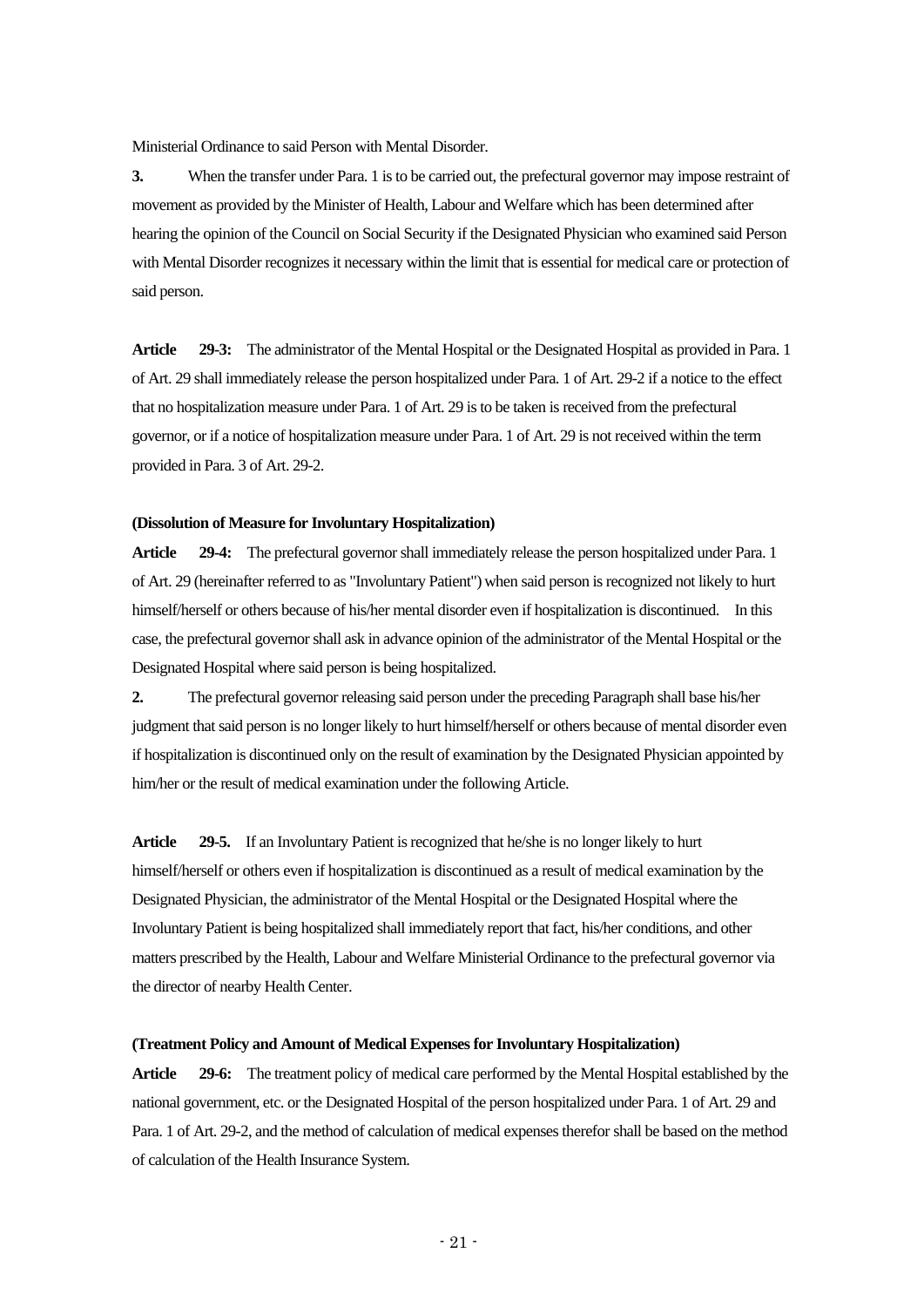Ministerial Ordinance to said Person with Mental Disorder.

**3.** When the transfer under Para. 1 is to be carried out, the prefectural governor may impose restraint of movement as provided by the Minister of Health, Labour and Welfare which has been determined after hearing the opinion of the Council on Social Security if the Designated Physician who examined said Person with Mental Disorder recognizes it necessary within the limit that is essential for medical care or protection of said person.

**Article 29-3:** The administrator of the Mental Hospital or the Designated Hospital as provided in Para. 1 of Art. 29 shall immediately release the person hospitalized under Para. 1 of Art. 29-2 if a notice to the effect that no hospitalization measure under Para. 1 of Art. 29 is to be taken is received from the prefectural governor, or if a notice of hospitalization measure under Para. 1 of Art. 29 is not received within the term provided in Para. 3 of Art. 29-2.

**(Dissolution of Measure for Involuntary Hospitalization)**

**Article 29-4:** The prefectural governor shall immediately release the person hospitalized under Para. 1 of Art. 29 (hereinafter referred to as "Involuntary Patient") when said person is recognized not likely to hurt himself/herself or others because of his/her mental disorder even if hospitalization is discontinued. In this case, the prefectural governor shall ask in advance opinion of the administrator of the Mental Hospital or the Designated Hospital where said person is being hospitalized.

**2.** The prefectural governor releasing said person under the preceding Paragraph shall base his/her judgment that said person is no longer likely to hurt himself/herself or others because of mental disorder even if hospitalization is discontinued only on the result of examination by the Designated Physician appointed by him/her or the result of medical examination under the following Article.

**Article 29-5.** If an Involuntary Patient is recognized that he/she is no longer likely to hurt himself/herself or others even if hospitalization is discontinued as a result of medical examination by the Designated Physician, the administrator of the Mental Hospital or the Designated Hospital where the Involuntary Patient is being hospitalized shall immediately report that fact, his/her conditions, and other matters prescribed by the Health, Labour and Welfare Ministerial Ordinance to the prefectural governor via the director of nearby Health Center.

**(Treatment Policy and Amount of Medical Expenses for Involuntary Hospitalization)**

**Article 29-6:** The treatment policy of medical care performed by the Mental Hospital established by the national government, etc. or the Designated Hospital of the person hospitalized under Para. 1 of Art. 29 and Para. 1 of Art. 29-2, and the method of calculation of medical expenses therefor shall be based on the method of calculation of the Health Insurance System.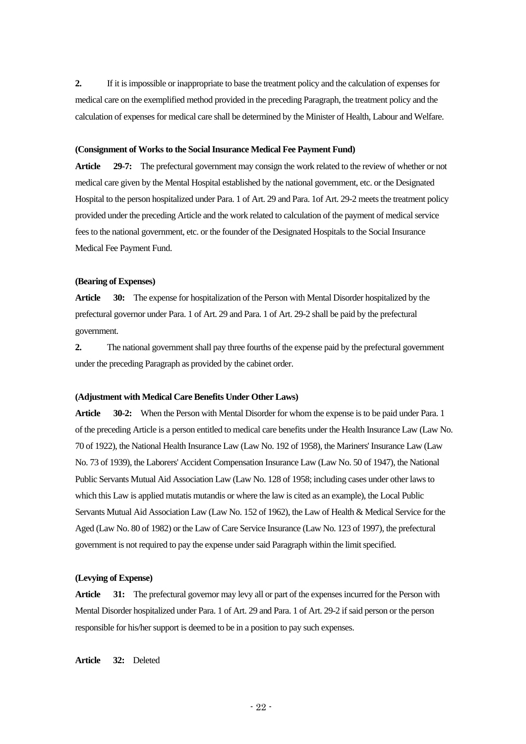**2.** If it is impossible or inappropriate to base the treatment policy and the calculation of expenses for medical care on the exemplified method provided in the preceding Paragraph, the treatment policy and the calculation of expenses for medical care shall be determined by the Minister of Health, Labour and Welfare.

**(Consignment of Works to the Social Insurance Medical Fee Payment Fund)**

**Article 29-7:** The prefectural government may consign the work related to the review of whether or not medical care given by the Mental Hospital established by the national government, etc. or the Designated Hospital to the person hospitalized under Para. 1 of Art. 29 and Para. 1of Art. 29-2 meets the treatment policy provided under the preceding Article and the work related to calculation of the payment of medical service fees to the national government, etc. or the founder of the Designated Hospitals to the Social Insurance Medical Fee Payment Fund.

**(Bearing of Expenses)**

**Article 30:** The expense for hospitalization of the Person with Mental Disorder hospitalized by the prefectural governor under Para. 1 of Art. 29 and Para. 1 of Art. 29-2 shall be paid by the prefectural government.

**2.** The national government shall pay three fourths of the expense paid by the prefectural government under the preceding Paragraph as provided by the cabinet order.

**(Adjustment with Medical Care Benefits Under Other Laws)**

**Article 30-2:** When the Person with Mental Disorder for whom the expense is to be paid under Para. 1 of the preceding Article is a person entitled to medical care benefits under the Health Insurance Law (Law No. 70 of 1922), the National Health Insurance Law (Law No. 192 of 1958), the Mariners' Insurance Law (Law No. 73 of 1939), the Laborers' Accident Compensation Insurance Law (Law No. 50 of 1947), the National Public Servants Mutual Aid Association Law (Law No. 128 of 1958; including cases under other laws to which this Law is applied mutatis mutandis or where the law is cited as an example), the Local Public Servants Mutual Aid Association Law (Law No. 152 of 1962), the Law of Health & Medical Service for the Aged (Law No. 80 of 1982) or the Law of Care Service Insurance (Law No. 123 of 1997), the prefectural government is not required to pay the expense under said Paragraph within the limit specified.

**(Levying of Expense)**

**Article 31:** The prefectural governor may levy all or part of the expenses incurred for the Person with Mental Disorder hospitalized under Para. 1 of Art. 29 and Para. 1 of Art. 29-2 if said person or the person responsible for his/her support is deemed to be in a position to pay such expenses.

**Article 32:** Deleted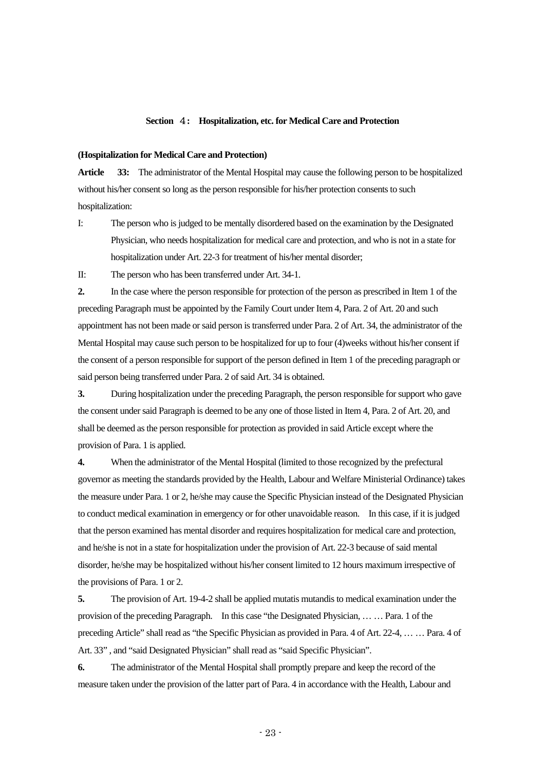### Section ４: Hospitalization, etc. for Medical Care and Protection

**(Hospitalization for Medical Care and Protection)**

**Article 33:** The administrator of the Mental Hospital may cause the following person to be hospitalized without his/her consent so long as the person responsible for his/her protection consents to such hospitalization:

I: The person who is judged to be mentally disordered based on the examination by the Designated Physician, who needs hospitalization for medical care and protection, and who is not in a state for hospitalization under Art. 22-3 for treatment of his/her mental disorder;

II: The person who has been transferred under Art. 34-1.

**2.** In the case where the person responsible for protection of the person as prescribed in Item 1 of the preceding Paragraph must be appointed by the Family Court under Item 4, Para. 2 of Art. 20 and such appointment has not been made or said person is transferred under Para. 2 of Art. 34, the administrator of the Mental Hospital may cause such person to be hospitalized for up to four (4)weeks without his/her consent if the consent of a person responsible for support of the person defined in Item 1 of the preceding paragraph or said person being transferred under Para. 2 of said Art. 34 is obtained.

**3.** During hospitalization under the preceding Paragraph, the person responsible for support who gave the consent under said Paragraph is deemed to be any one of those listed in Item 4, Para. 2 of Art. 20, and shall be deemed as the person responsible for protection as provided in said Article except where the provision of Para. 1 is applied.

**4.** When the administrator of the Mental Hospital (limited to those recognized by the prefectural governor as meeting the standards provided by the Health, Labour and Welfare Ministerial Ordinance) takes the measure under Para. 1 or 2, he/she may cause the Specific Physician instead of the Designated Physician to conduct medical examination in emergency or for other unavoidable reason. In this case, if it is judged that the person examined has mental disorder and requires hospitalization for medical care and protection, and he/she is not in a state for hospitalization under the provision of Art. 22-3 because of said mental disorder, he/she may be hospitalized without his/her consent limited to 12 hours maximum irrespective of the provisions of Para. 1 or 2.

**5.** The provision of Art. 19-4-2 shall be applied mutatis mutandis to medical examination under the provision of the preceding Paragraph. In this case "the Designated Physician, … … Para. 1 of the preceding Article" shall read as "the Specific Physician as provided in Para. 4 of Art. 22-4, … … Para. 4 of Art. 33" , and "said Designated Physician" shall read as "said Specific Physician".

**6.** The administrator of the Mental Hospital shall promptly prepare and keep the record of the measure taken under the provision of the latter part of Para. 4 in accordance with the Health, Labour and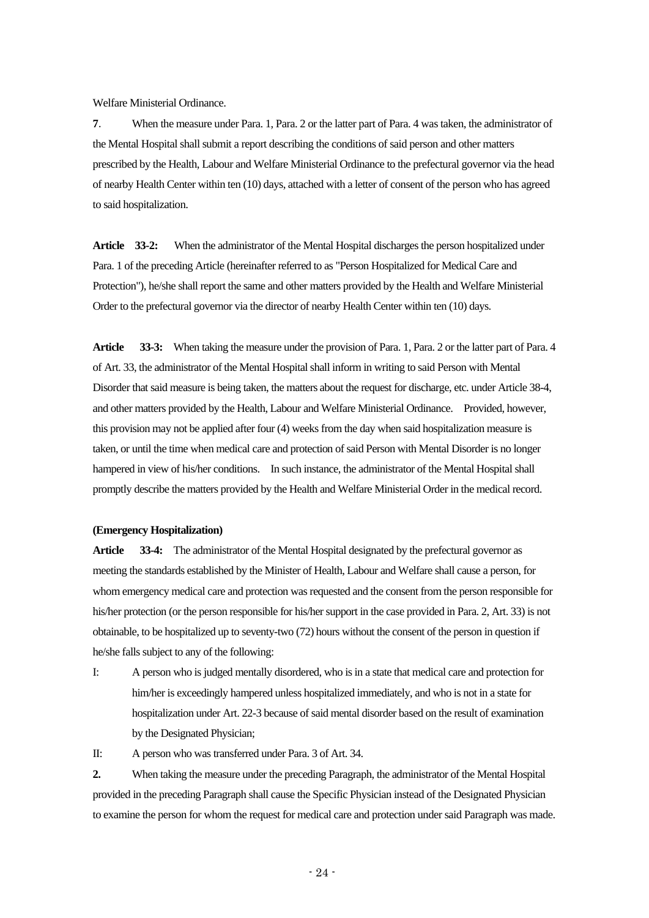Welfare Ministerial Ordinance.

**7**. When the measure under Para. 1, Para. 2 or the latter part of Para. 4 was taken, the administrator of the Mental Hospital shall submit a report describing the conditions of said person and other matters prescribed by the Health, Labour and Welfare Ministerial Ordinance to the prefectural governor via the head of nearby Health Center within ten (10) days, attached with a letter of consent of the person who has agreed to said hospitalization.

**Article 33-2:** When the administrator of the Mental Hospital discharges the person hospitalized under Para. 1 of the preceding Article (hereinafter referred to as "Person Hospitalized for Medical Care and Protection"), he/she shall report the same and other matters provided by the Health and Welfare Ministerial Order to the prefectural governor via the director of nearby Health Center within ten (10) days.

**Article 33-3:** When taking the measure under the provision of Para. 1, Para. 2 or the latter part of Para. 4 of Art. 33, the administrator of the Mental Hospital shall inform in writing to said Person with Mental Disorder that said measure is being taken, the matters about the request for discharge, etc. under Article 38-4, and other matters provided by the Health, Labour and Welfare Ministerial Ordinance. Provided, however, this provision may not be applied after four (4) weeks from the day when said hospitalization measure is taken, or until the time when medical care and protection of said Person with Mental Disorder is no longer hampered in view of his/her conditions. In such instance, the administrator of the Mental Hospital shall promptly describe the matters provided by the Health and Welfare Ministerial Order in the medical record.

**(Emergency Hospitalization)**

**Article 33-4:** The administrator of the Mental Hospital designated by the prefectural governor as meeting the standards established by the Minister of Health, Labour and Welfare shall cause a person, for whom emergency medical care and protection was requested and the consent from the person responsible for his/her protection (or the person responsible for his/her support in the case provided in Para. 2, Art. 33) is not obtainable, to be hospitalized up to seventy-two (72) hours without the consent of the person in question if he/she falls subject to any of the following:

I: A person who is judged mentally disordered, who is in a state that medical care and protection for him/her is exceedingly hampered unless hospitalized immediately, and who is not in a state for hospitalization under Art. 22-3 because of said mental disorder based on the result of examination by the Designated Physician;

II: A person who was transferred under Para. 3 of Art. 34.

**2.** When taking the measure under the preceding Paragraph, the administrator of the Mental Hospital provided in the preceding Paragraph shall cause the Specific Physician instead of the Designated Physician to examine the person for whom the request for medical care and protection under said Paragraph was made.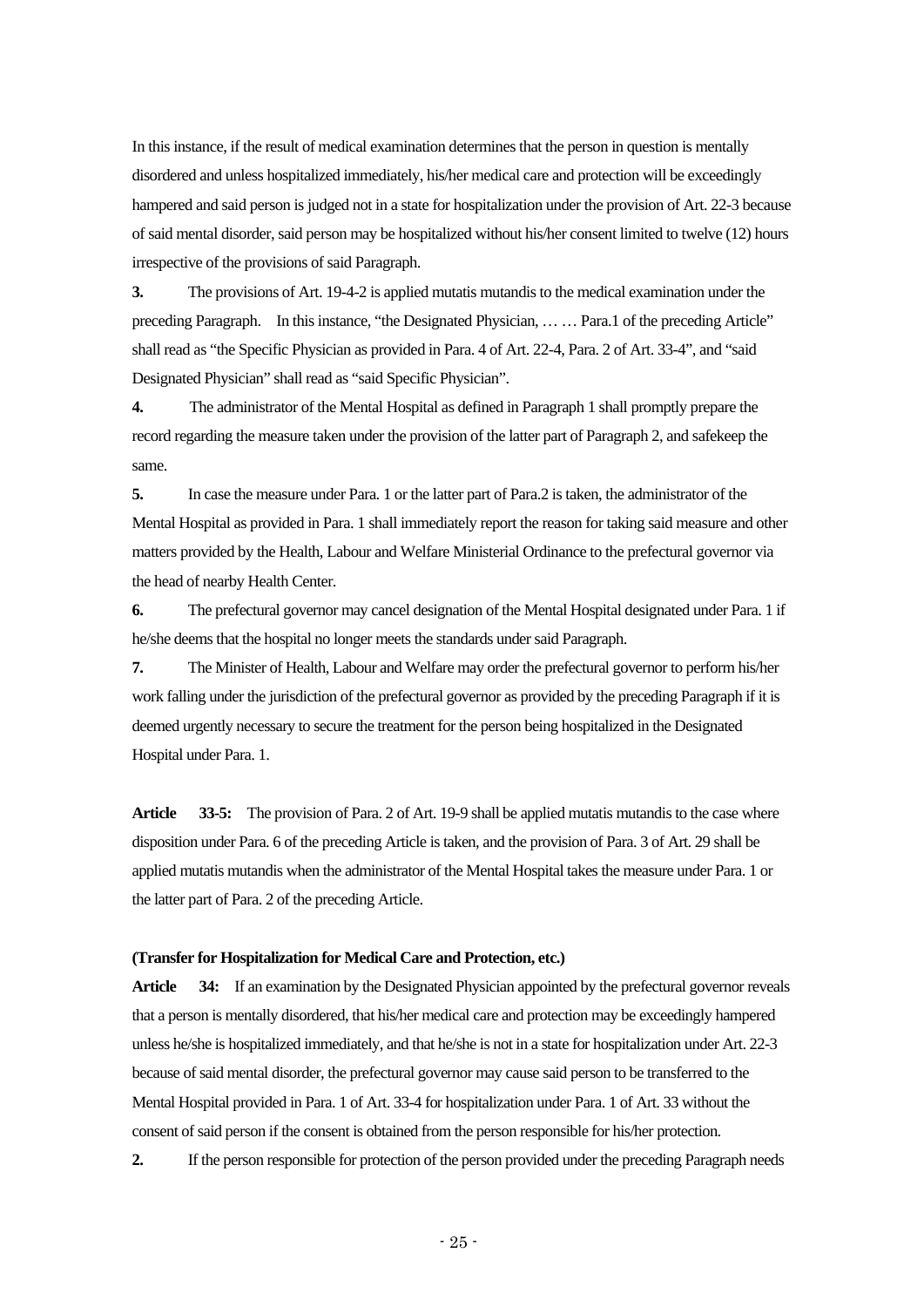In this instance, if the result of medical examination determines that the person in question is mentally disordered and unless hospitalized immediately, his/her medical care and protection will be exceedingly hampered and said person is judged not in a state for hospitalization under the provision of Art. 22-3 because of said mental disorder, said person may be hospitalized without his/her consent limited to twelve (12) hours irrespective of the provisions of said Paragraph.

**3.** The provisions of Art. 19-4-2 is applied mutatis mutandis to the medical examination under the preceding Paragraph. In this instance, "the Designated Physician, … … Para.1 of the preceding Article" shall read as "the Specific Physician as provided in Para. 4 of Art. 22-4, Para. 2 of Art. 33-4", and "said Designated Physician" shall read as "said Specific Physician".

**4.** The administrator of the Mental Hospital as defined in Paragraph 1 shall promptly prepare the record regarding the measure taken under the provision of the latter part of Paragraph 2, and safekeep the same.

**5.** In case the measure under Para. 1 or the latter part of Para.2 is taken, the administrator of the Mental Hospital as provided in Para. 1 shall immediately report the reason for taking said measure and other matters provided by the Health, Labour and Welfare Ministerial Ordinance to the prefectural governor via the head of nearby Health Center.

**6.** The prefectural governor may cancel designation of the Mental Hospital designated under Para. 1 if he/she deems that the hospital no longer meets the standards under said Paragraph.

**7.** The Minister of Health, Labour and Welfare may order the prefectural governor to perform his/her work falling under the jurisdiction of the prefectural governor as provided by the preceding Paragraph if it is deemed urgently necessary to secure the treatment for the person being hospitalized in the Designated Hospital under Para. 1.

**Article 33-5:** The provision of Para. 2 of Art. 19-9 shall be applied mutatis mutandis to the case where disposition under Para. 6 of the preceding Article is taken, and the provision of Para. 3 of Art. 29 shall be applied mutatis mutandis when the administrator of the Mental Hospital takes the measure under Para. 1 or the latter part of Para. 2 of the preceding Article.

**(Transfer for Hospitalization for Medical Care and Protection, etc.)**

**Article 34:** If an examination by the Designated Physician appointed by the prefectural governor reveals that a person is mentally disordered, that his/her medical care and protection may be exceedingly hampered unless he/she is hospitalized immediately, and that he/she is not in a state for hospitalization under Art. 22-3 because of said mental disorder, the prefectural governor may cause said person to be transferred to the Mental Hospital provided in Para. 1 of Art. 33-4 for hospitalization under Para. 1 of Art. 33 without the consent of said person if the consent is obtained from the person responsible for his/her protection.

**2.** If the person responsible for protection of the person provided under the preceding Paragraph needs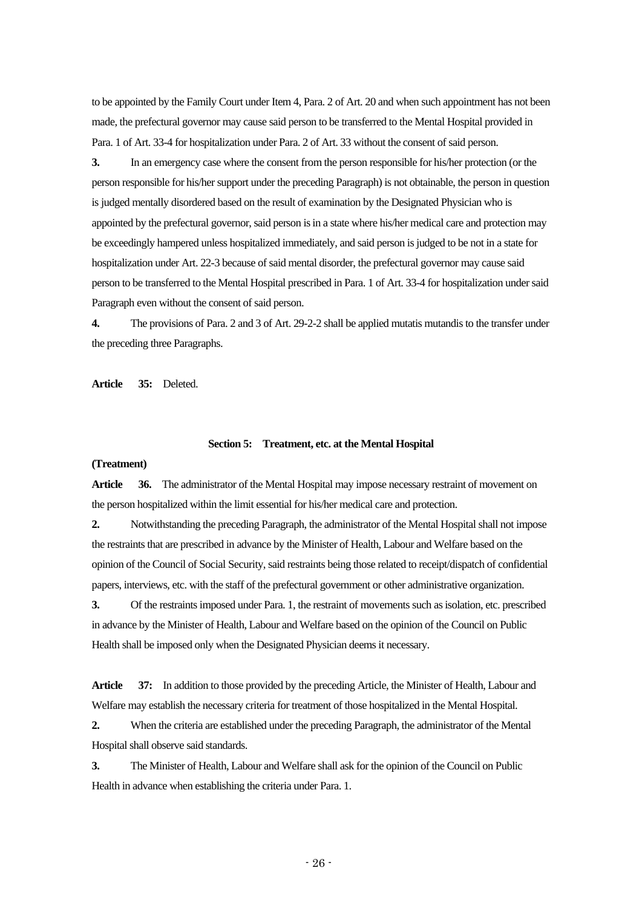to be appointed by the Family Court under Item 4, Para. 2 of Art. 20 and when such appointment has not been made, the prefectural governor may cause said person to be transferred to the Mental Hospital provided in Para. 1 of Art. 33-4 for hospitalization under Para. 2 of Art. 33 without the consent of said person.

**3.** In an emergency case where the consent from the person responsible for his/her protection (or the person responsible for his/her support under the preceding Paragraph) is not obtainable, the person in question is judged mentally disordered based on the result of examination by the Designated Physician who is appointed by the prefectural governor, said person is in a state where his/her medical care and protection may be exceedingly hampered unless hospitalized immediately, and said person is judged to be not in a state for hospitalization under Art. 22-3 because of said mental disorder, the prefectural governor may cause said person to be transferred to the Mental Hospital prescribed in Para. 1 of Art. 33-4 for hospitalization under said Paragraph even without the consent of said person.

**4.** The provisions of Para. 2 and 3 of Art. 29-2-2 shall be applied mutatis mutandis to the transfer under the preceding three Paragraphs.

**Article 35:** Deleted.

### Section 5: Treatment, etc. at the Mental Hospital

**(Treatment)**

**Article 36.** The administrator of the Mental Hospital may impose necessary restraint of movement on the person hospitalized within the limit essential for his/her medical care and protection.

**2.** Notwithstanding the preceding Paragraph, the administrator of the Mental Hospital shall not impose the restraints that are prescribed in advance by the Minister of Health, Labour and Welfare based on the opinion of the Council of Social Security, said restraints being those related to receipt/dispatch of confidential papers, interviews, etc. with the staff of the prefectural government or other administrative organization.

**3.** Of the restraints imposed under Para. 1, the restraint of movements such as isolation, etc. prescribed in advance by the Minister of Health, Labour and Welfare based on the opinion of the Council on Public Health shall be imposed only when the Designated Physician deems it necessary.

**Article 37:** In addition to those provided by the preceding Article, the Minister of Health, Labour and Welfare may establish the necessary criteria for treatment of those hospitalized in the Mental Hospital.

**2.** When the criteria are established under the preceding Paragraph, the administrator of the Mental Hospital shall observe said standards.

**3.** The Minister of Health, Labour and Welfare shall ask for the opinion of the Council on Public Health in advance when establishing the criteria under Para. 1.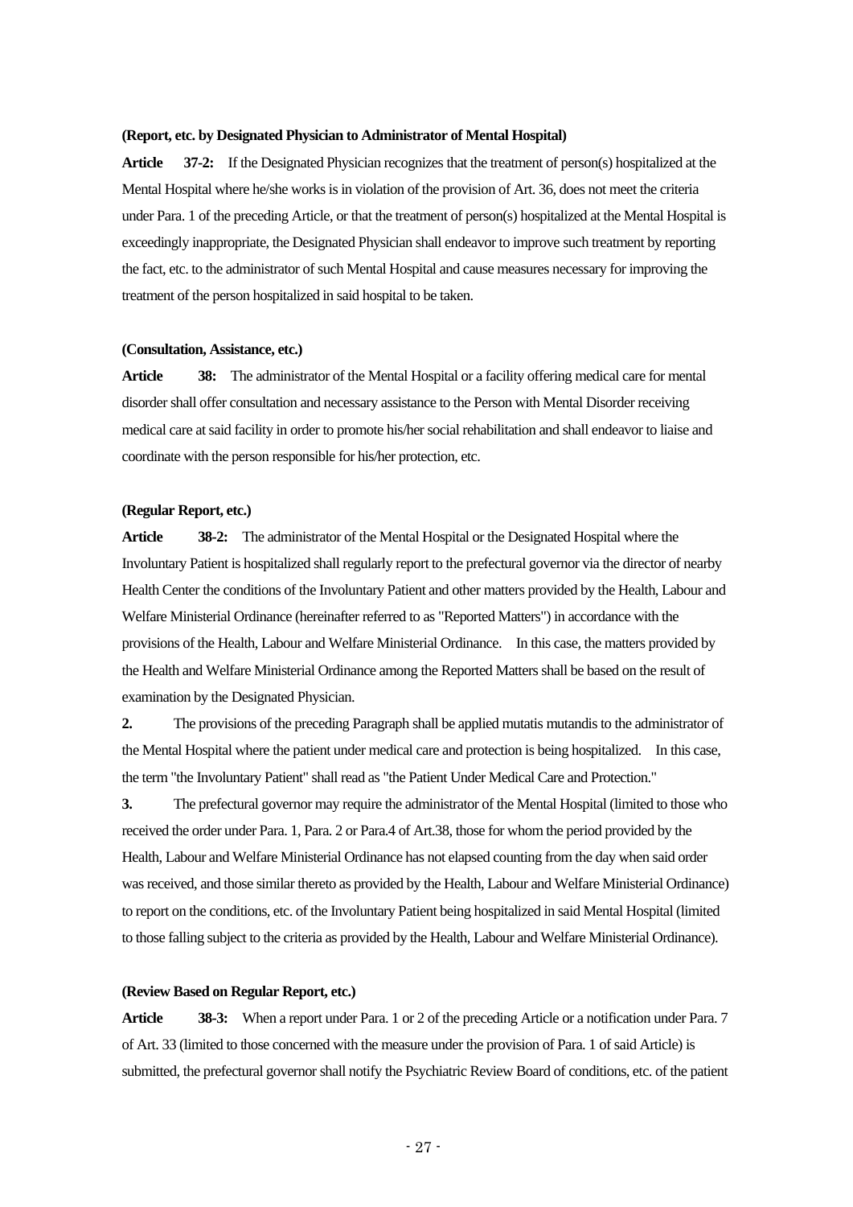**(Report, etc. by Designated Physician to Administrator of Mental Hospital)**

**Article 37-2:** If the Designated Physician recognizes that the treatment of person(s) hospitalized at the Mental Hospital where he/she works is in violation of the provision of Art. 36, does not meet the criteria under Para. 1 of the preceding Article, or that the treatment of person(s) hospitalized at the Mental Hospital is exceedingly inappropriate, the Designated Physician shall endeavor to improve such treatment by reporting the fact, etc. to the administrator of such Mental Hospital and cause measures necessary for improving the treatment of the person hospitalized in said hospital to be taken.

**(Consultation, Assistance, etc.)**

**Article 38:** The administrator of the Mental Hospital or a facility offering medical care for mental disorder shall offer consultation and necessary assistance to the Person with Mental Disorder receiving medical care at said facility in order to promote his/her social rehabilitation and shall endeavor to liaise and coordinate with the person responsible for his/her protection, etc.

**(Regular Report, etc.)**

**Article 38-2:** The administrator of the Mental Hospital or the Designated Hospital where the Involuntary Patient is hospitalized shall regularly report to the prefectural governor via the director of nearby Health Center the conditions of the Involuntary Patient and other matters provided by the Health, Labour and Welfare Ministerial Ordinance (hereinafter referred to as "Reported Matters") in accordance with the provisions of the Health, Labour and Welfare Ministerial Ordinance. In this case, the matters provided by the Health and Welfare Ministerial Ordinance among the Reported Matters shall be based on the result of examination by the Designated Physician.

**2.** The provisions of the preceding Paragraph shall be applied mutatis mutandis to the administrator of the Mental Hospital where the patient under medical care and protection is being hospitalized. In this case, the term "the Involuntary Patient" shall read as "the Patient Under Medical Care and Protection."

**3.** The prefectural governor may require the administrator of the Mental Hospital (limited to those who received the order under Para. 1, Para. 2 or Para.4 of Art.38, those for whom the period provided by the Health, Labour and Welfare Ministerial Ordinance has not elapsed counting from the day when said order was received, and those similar thereto as provided by the Health, Labour and Welfare Ministerial Ordinance) to report on the conditions, etc. of the Involuntary Patient being hospitalized in said Mental Hospital (limited to those falling subject to the criteria as provided by the Health, Labour and Welfare Ministerial Ordinance).

**(Review Based on Regular Report, etc.)**

**Article 38-3:** When a report under Para. 1 or 2 of the preceding Article or a notification under Para. 7 of Art. 33 (limited to those concerned with the measure under the provision of Para. 1 of said Article) is submitted, the prefectural governor shall notify the Psychiatric Review Board of conditions, etc. of the patient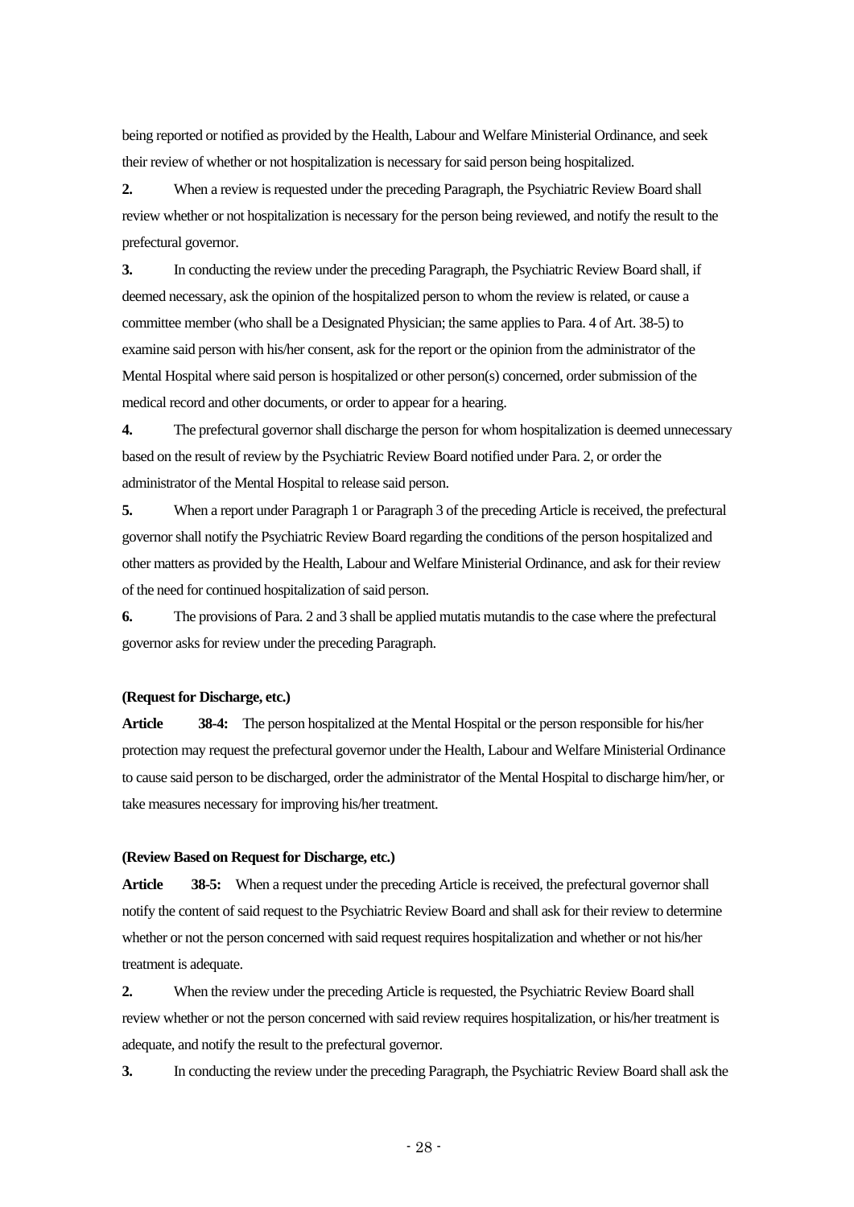being reported or notified as provided by the Health, Labour and Welfare Ministerial Ordinance, and seek their review of whether or not hospitalization is necessary for said person being hospitalized.

**2.** When a review is requested under the preceding Paragraph, the Psychiatric Review Board shall review whether or not hospitalization is necessary for the person being reviewed, and notify the result to the prefectural governor.

**3.** In conducting the review under the preceding Paragraph, the Psychiatric Review Board shall, if deemed necessary, ask the opinion of the hospitalized person to whom the review is related, or cause a committee member (who shall be a Designated Physician; the same applies to Para. 4 of Art. 38-5) to examine said person with his/her consent, ask for the report or the opinion from the administrator of the Mental Hospital where said person is hospitalized or other person(s) concerned, order submission of the medical record and other documents, or order to appear for a hearing.

**4.** The prefectural governor shall discharge the person for whom hospitalization is deemed unnecessary based on the result of review by the Psychiatric Review Board notified under Para. 2, or order the administrator of the Mental Hospital to release said person.

**5.** When a report under Paragraph 1 or Paragraph 3 of the preceding Article is received, the prefectural governor shall notify the Psychiatric Review Board regarding the conditions of the person hospitalized and other matters as provided by the Health, Labour and Welfare Ministerial Ordinance, and ask for their review of the need for continued hospitalization of said person.

**6.** The provisions of Para. 2 and 3 shall be applied mutatis mutandis to the case where the prefectural governor asks for review under the preceding Paragraph.

**(Request for Discharge, etc.)**

**Article 38-4:** The person hospitalized at the Mental Hospital or the person responsible for his/her protection may request the prefectural governor under the Health, Labour and Welfare Ministerial Ordinance to cause said person to be discharged, order the administrator of the Mental Hospital to discharge him/her, or take measures necessary for improving his/her treatment.

**(Review Based on Request for Discharge, etc.)**

**Article 38-5:** When a request under the preceding Article is received, the prefectural governor shall notify the content of said request to the Psychiatric Review Board and shall ask for their review to determine whether or not the person concerned with said request requires hospitalization and whether or not his/her treatment is adequate.

**2.** When the review under the preceding Article is requested, the Psychiatric Review Board shall review whether or not the person concerned with said review requires hospitalization, or his/her treatment is adequate, and notify the result to the prefectural governor.

**3.** In conducting the review under the preceding Paragraph, the Psychiatric Review Board shall ask the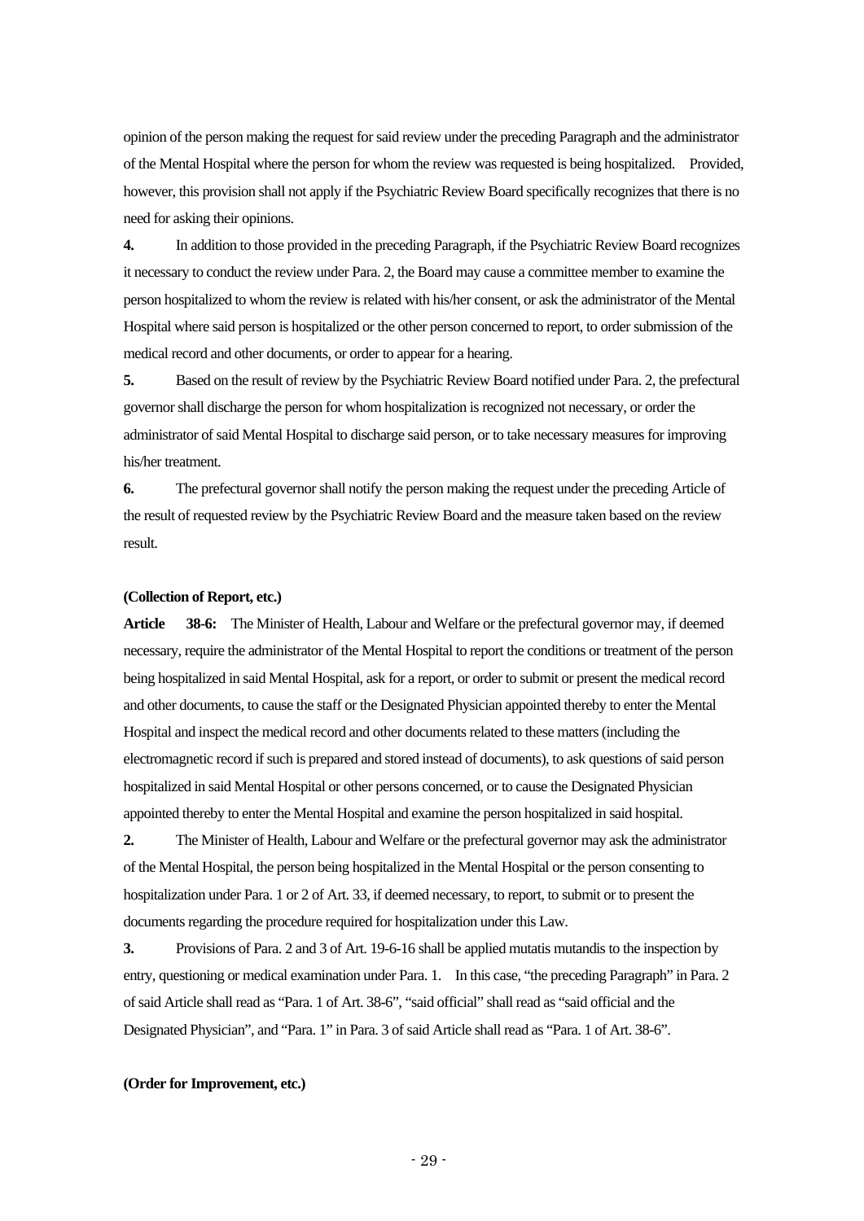opinion of the person making the request for said review under the preceding Paragraph and the administrator of the Mental Hospital where the person for whom the review was requested is being hospitalized. Provided, however, this provision shall not apply if the Psychiatric Review Board specifically recognizes that there is no need for asking their opinions.

**4.** In addition to those provided in the preceding Paragraph, if the Psychiatric Review Board recognizes it necessary to conduct the review under Para. 2, the Board may cause a committee member to examine the person hospitalized to whom the review is related with his/her consent, or ask the administrator of the Mental Hospital where said person is hospitalized or the other person concerned to report, to order submission of the medical record and other documents, or order to appear for a hearing.

**5.** Based on the result of review by the Psychiatric Review Board notified under Para. 2, the prefectural governor shall discharge the person for whom hospitalization is recognized not necessary, or order the administrator of said Mental Hospital to discharge said person, or to take necessary measures for improving his/her treatment.

**6.** The prefectural governor shall notify the person making the request under the preceding Article of the result of requested review by the Psychiatric Review Board and the measure taken based on the review result.

**(Collection of Report, etc.)**

**Article 38-6:** The Minister of Health, Labour and Welfare or the prefectural governor may, if deemed necessary, require the administrator of the Mental Hospital to report the conditions or treatment of the person being hospitalized in said Mental Hospital, ask for a report, or order to submit or present the medical record and other documents, to cause the staff or the Designated Physician appointed thereby to enter the Mental Hospital and inspect the medical record and other documents related to these matters (including the electromagnetic record if such is prepared and stored instead of documents), to ask questions of said person hospitalized in said Mental Hospital or other persons concerned, or to cause the Designated Physician appointed thereby to enter the Mental Hospital and examine the person hospitalized in said hospital.

**2.** The Minister of Health, Labour and Welfare or the prefectural governor may ask the administrator of the Mental Hospital, the person being hospitalized in the Mental Hospital or the person consenting to hospitalization under Para. 1 or 2 of Art. 33, if deemed necessary, to report, to submit or to present the documents regarding the procedure required for hospitalization under this Law.

**3.** Provisions of Para. 2 and 3 of Art. 19-6-16 shall be applied mutatis mutandis to the inspection by entry, questioning or medical examination under Para. 1. In this case, "the preceding Paragraph" in Para. 2 of said Article shall read as "Para. 1 of Art. 38-6", "said official" shall read as "said official and the Designated Physician", and "Para. 1" in Para. 3 of said Article shall read as "Para. 1 of Art. 38-6".

**(Order for Improvement, etc.)**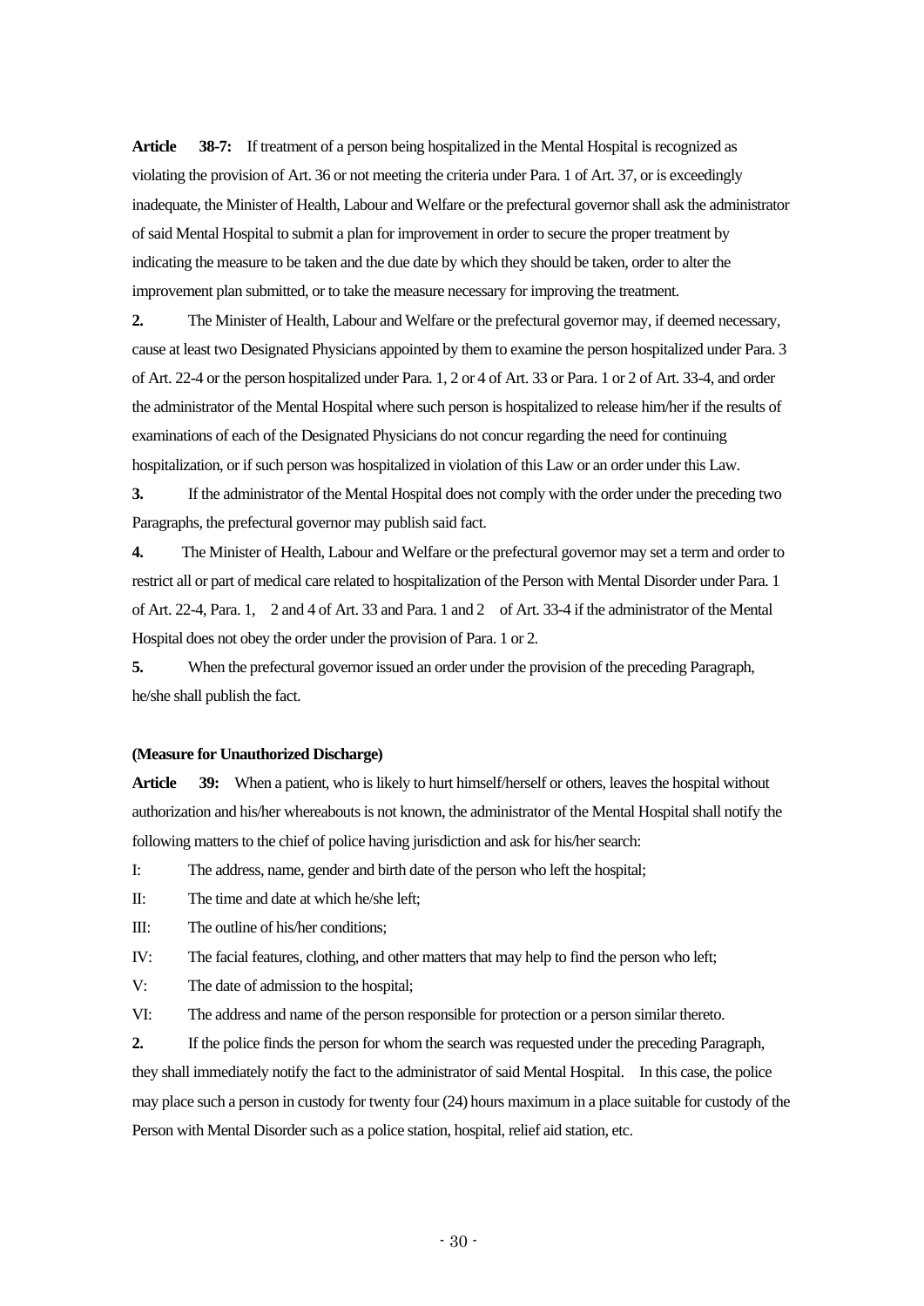**Article 38-7:** If treatment of a person being hospitalized in the Mental Hospital is recognized as violating the provision of Art. 36 or not meeting the criteria under Para. 1 of Art. 37, or is exceedingly inadequate, the Minister of Health, Labour and Welfare or the prefectural governor shall ask the administrator of said Mental Hospital to submit a plan for improvement in order to secure the proper treatment by indicating the measure to be taken and the due date by which they should be taken, order to alter the improvement plan submitted, or to take the measure necessary for improving the treatment.

**2.** The Minister of Health, Labour and Welfare or the prefectural governor may, if deemed necessary, cause at least two Designated Physicians appointed by them to examine the person hospitalized under Para. 3 of Art. 22-4 or the person hospitalized under Para. 1, 2 or 4 of Art. 33 or Para. 1 or 2 of Art. 33-4, and order the administrator of the Mental Hospital where such person is hospitalized to release him/her if the results of examinations of each of the Designated Physicians do not concur regarding the need for continuing hospitalization, or if such person was hospitalized in violation of this Law or an order under this Law.

**3.** If the administrator of the Mental Hospital does not comply with the order under the preceding two Paragraphs, the prefectural governor may publish said fact.

**4.** The Minister of Health, Labour and Welfare or the prefectural governor may set a term and order to restrict all or part of medical care related to hospitalization of the Person with Mental Disorder under Para. 1 of Art. 22-4, Para. 1, 2 and 4 of Art. 33 and Para. 1 and 2 of Art. 33-4 if the administrator of the Mental Hospital does not obey the order under the provision of Para. 1 or 2.

**5.** When the prefectural governor issued an order under the provision of the preceding Paragraph, he/she shall publish the fact.

**(Measure for Unauthorized Discharge)**

**Article 39:** When a patient, who is likely to hurt himself/herself or others, leaves the hospital without authorization and his/her whereabouts is not known, the administrator of the Mental Hospital shall notify the following matters to the chief of police having jurisdiction and ask for his/her search:

I: The address, name, gender and birth date of the person who left the hospital;

II: The time and date at which he/she left;

III: The outline of his/her conditions;

IV: The facial features, clothing, and other matters that may help to find the person who left;

V: The date of admission to the hospital;

VI: The address and name of the person responsible for protection or a person similar thereto.

**2.** If the police finds the person for whom the search was requested under the preceding Paragraph, they shall immediately notify the fact to the administrator of said Mental Hospital. In this case, the police may place such a person in custody for twenty four (24) hours maximum in a place suitable for custody of the Person with Mental Disorder such as a police station, hospital, relief aid station, etc.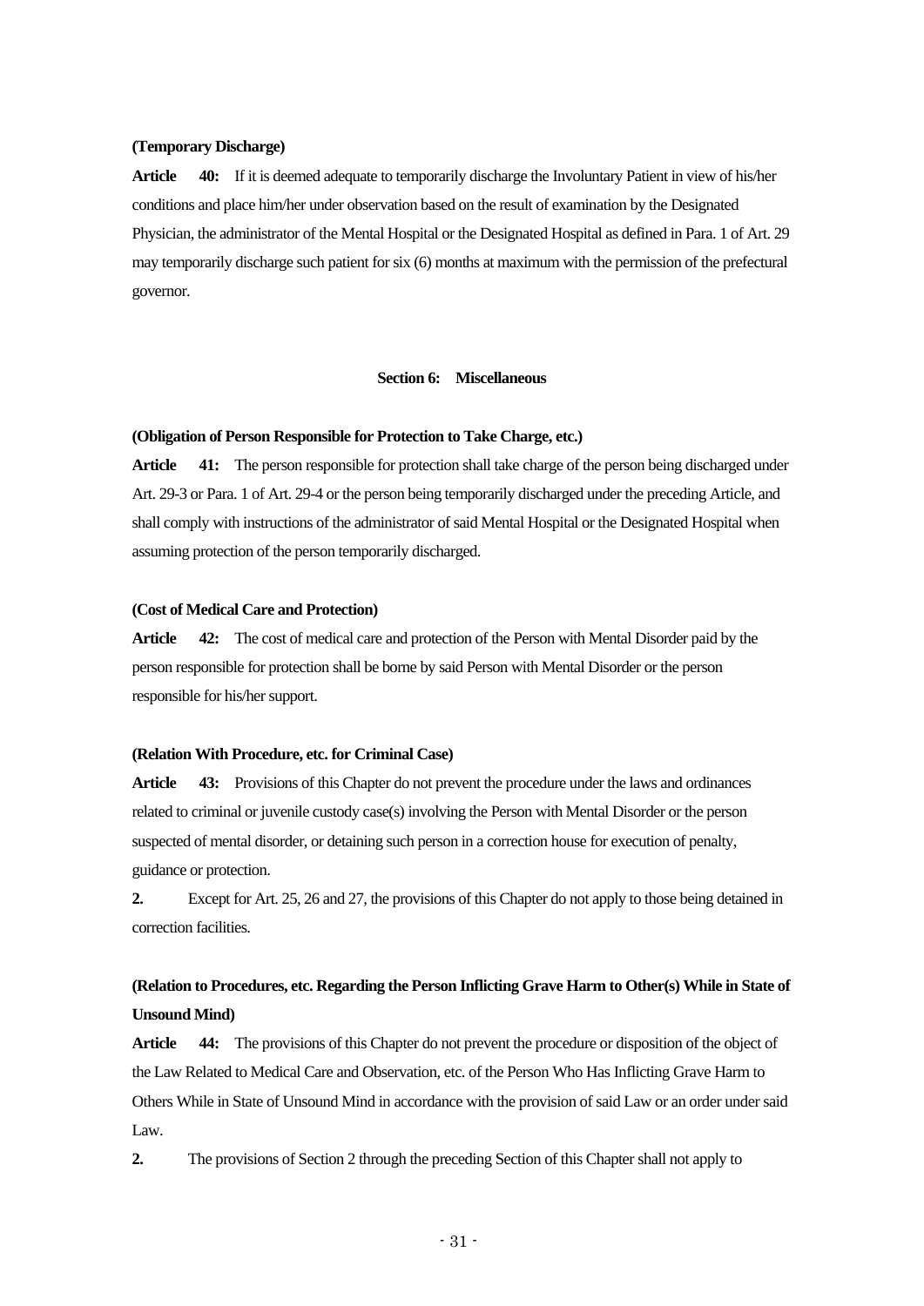**(Temporary Discharge)**

**Article 40:** If it is deemed adequate to temporarily discharge the Involuntary Patient in view of his/her conditions and place him/her under observation based on the result of examination by the Designated Physician, the administrator of the Mental Hospital or the Designated Hospital as defined in Para. 1 of Art. 29 may temporarily discharge such patient for six (6) months at maximum with the permission of the prefectural governor.

## Section 6: Miscellaneous

**(Obligation of Person Responsible for Protection to Take Charge, etc.)**

**Article 41:** The person responsible for protection shall take charge of the person being discharged under Art. 29-3 or Para. 1 of Art. 29-4 or the person being temporarily discharged under the preceding Article, and shall comply with instructions of the administrator of said Mental Hospital or the Designated Hospital when assuming protection of the person temporarily discharged.

**(Cost of Medical Care and Protection)**

**Article 42:** The cost of medical care and protection of the Person with Mental Disorder paid by the person responsible for protection shall be borne by said Person with Mental Disorder or the person responsible for his/her support.

**(Relation With Procedure, etc. for Criminal Case)**

**Article 43:** Provisions of this Chapter do not prevent the procedure under the laws and ordinances related to criminal or juvenile custody case(s) involving the Person with Mental Disorder or the person suspected of mental disorder, or detaining such person in a correction house for execution of penalty, guidance or protection.

**2.** Except for Art. 25, 26 and 27, the provisions of this Chapter do not apply to those being detained in correction facilities.

**(Relation to Procedures, etc. Regarding the Person Inflicting Grave Harm to Other(s) While in State of Unsound Mind)**

**Article 44:** The provisions of this Chapter do not prevent the procedure or disposition of the object of the Law Related to Medical Care and Observation, etc. of the Person Who Has Inflicting Grave Harm to Others While in State of Unsound Mind in accordance with the provision of said Law or an order under said Law.

**2.** The provisions of Section 2 through the preceding Section of this Chapter shall not apply to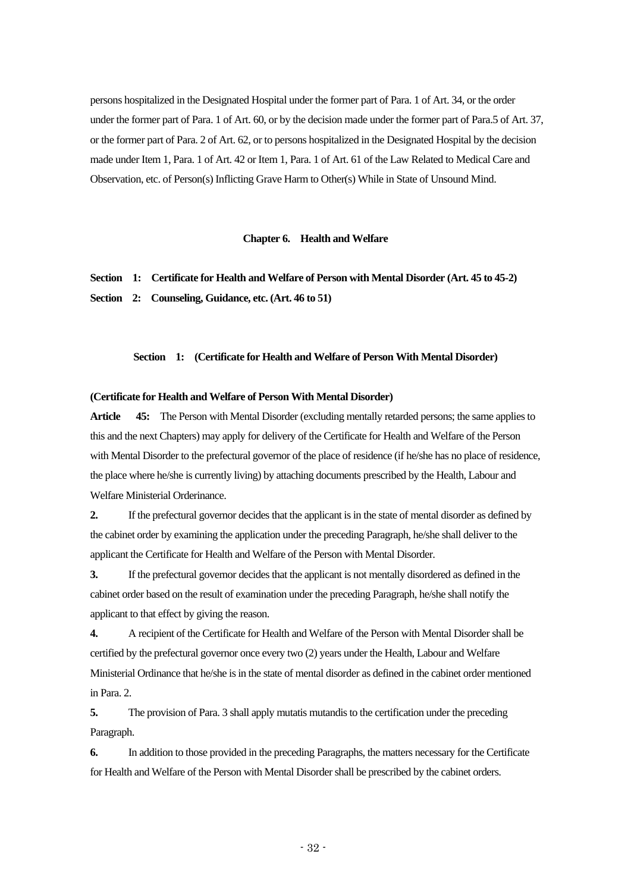persons hospitalized in the Designated Hospital under the former part of Para. 1 of Art. 34, or the order under the former part of Para. 1 of Art. 60, or by the decision made under the former part of Para.5 of Art. 37, or the former part of Para. 2 of Art. 62, or to persons hospitalized in the Designated Hospital by the decision made under Item 1, Para. 1 of Art. 42 or Item 1, Para. 1 of Art. 61 of the Law Related to Medical Care and Observation, etc. of Person(s) Inflicting Grave Harm to Other(s) While in State of Unsound Mind.

## Chapter 6. Health and Welfare

**Section 1: Certificate for Health and Welfare of Person with Mental Disorder (Art. 45 to 45-2)**

**Section 2: Counseling, Guidance, etc. (Art. 46 to 51)**

### Section 1: (Certificate for Health and Welfare of Person With Mental Disorder)

**(Certificate for Health and Welfare of Person With Mental Disorder)**

**Article 45:** The Person with Mental Disorder (excluding mentally retarded persons; the same applies to this and the next Chapters) may apply for delivery of the Certificate for Health and Welfare of the Person with Mental Disorder to the prefectural governor of the place of residence (if he/she has no place of residence, the place where he/she is currently living) by attaching documents prescribed by the Health, Labour and Welfare Ministerial Orderinance.

**2.** If the prefectural governor decides that the applicant is in the state of mental disorder as defined by the cabinet order by examining the application under the preceding Paragraph, he/she shall deliver to the applicant the Certificate for Health and Welfare of the Person with Mental Disorder.

**3.** If the prefectural governor decides that the applicant is not mentally disordered as defined in the cabinet order based on the result of examination under the preceding Paragraph, he/she shall notify the applicant to that effect by giving the reason.

**4.** A recipient of the Certificate for Health and Welfare of the Person with Mental Disorder shall be certified by the prefectural governor once every two (2) years under the Health, Labour and Welfare Ministerial Ordinance that he/she is in the state of mental disorder as defined in the cabinet order mentioned in Para. 2.

**5.** The provision of Para. 3 shall apply mutatis mutandis to the certification under the preceding Paragraph.

**6.** In addition to those provided in the preceding Paragraphs, the matters necessary for the Certificate for Health and Welfare of the Person with Mental Disorder shall be prescribed by the cabinet orders.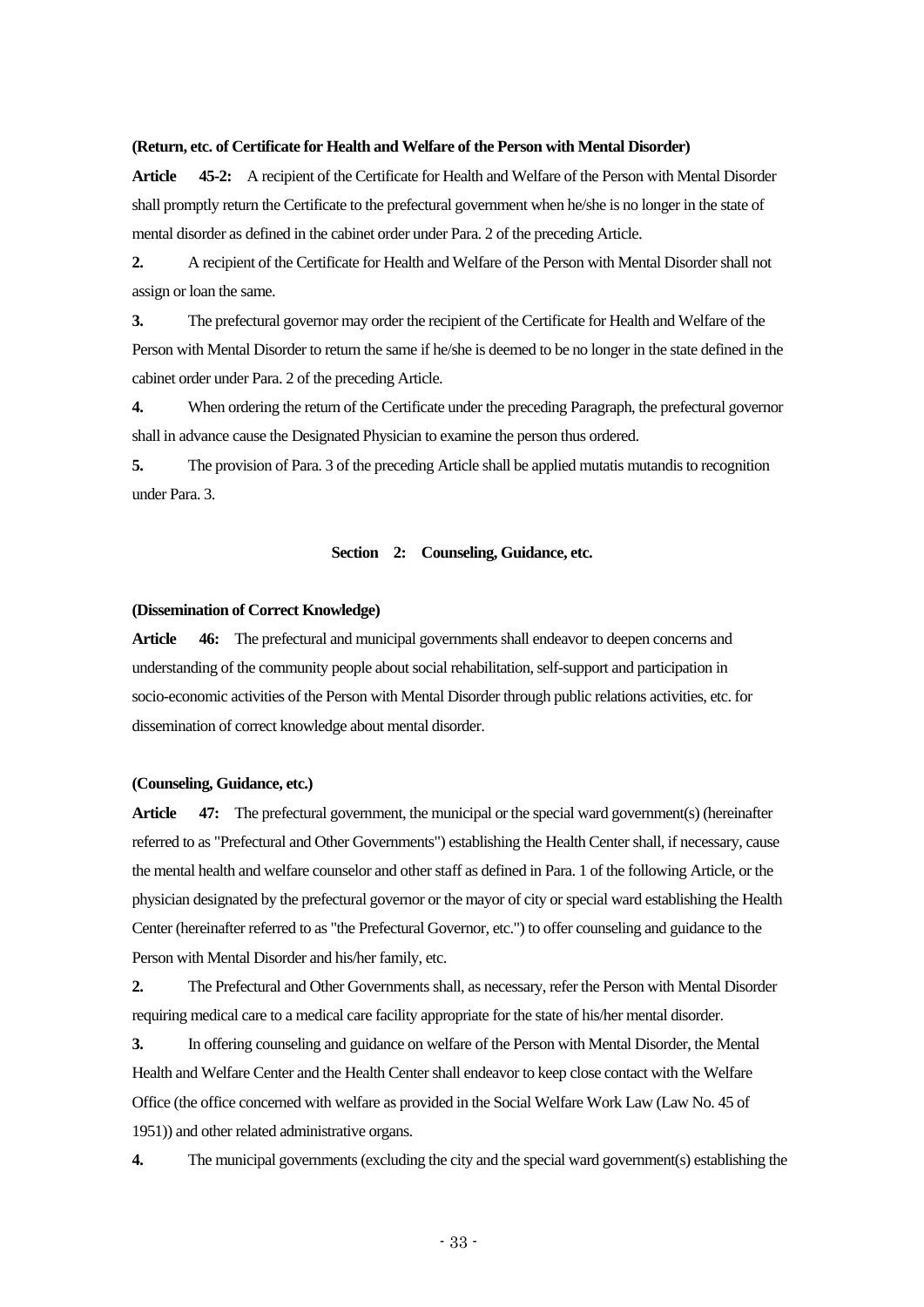**(Return, etc. of Certificate for Health and Welfare of the Person with Mental Disorder)**

**Article 45-2:** A recipient of the Certificate for Health and Welfare of the Person with Mental Disorder shall promptly return the Certificate to the prefectural government when he/she is no longer in the state of mental disorder as defined in the cabinet order under Para. 2 of the preceding Article.

**2.** A recipient of the Certificate for Health and Welfare of the Person with Mental Disorder shall not assign or loan the same.

**3.** The prefectural governor may order the recipient of the Certificate for Health and Welfare of the Person with Mental Disorder to return the same if he/she is deemed to be no longer in the state defined in the cabinet order under Para. 2 of the preceding Article.

**4.** When ordering the return of the Certificate under the preceding Paragraph, the prefectural governor shall in advance cause the Designated Physician to examine the person thus ordered.

**5.** The provision of Para. 3 of the preceding Article shall be applied mutatis mutandis to recognition under Para. 3.

## Section 2: Counseling, Guidance, etc.

**(Dissemination of Correct Knowledge)**

**Article 46:** The prefectural and municipal governments shall endeavor to deepen concerns and understanding of the community people about social rehabilitation, self-support and participation in socio-economic activities of the Person with Mental Disorder through public relations activities, etc. for dissemination of correct knowledge about mental disorder.

**(Counseling, Guidance, etc.)**

**Article 47:** The prefectural government, the municipal or the special ward government(s) (hereinafter referred to as "Prefectural and Other Governments") establishing the Health Center shall, if necessary, cause the mental health and welfare counselor and other staff as defined in Para. 1 of the following Article, or the physician designated by the prefectural governor or the mayor of city or special ward establishing the Health Center (hereinafter referred to as "the Prefectural Governor, etc.") to offer counseling and guidance to the Person with Mental Disorder and his/her family, etc.

**2.** The Prefectural and Other Governments shall, as necessary, refer the Person with Mental Disorder requiring medical care to a medical care facility appropriate for the state of his/her mental disorder.

**3.** In offering counseling and guidance on welfare of the Person with Mental Disorder, the Mental Health and Welfare Center and the Health Center shall endeavor to keep close contact with the Welfare Office (the office concerned with welfare as provided in the Social Welfare Work Law (Law No. 45 of 1951)) and other related administrative organs.

**4.** The municipal governments (excluding the city and the special ward government(s) establishing the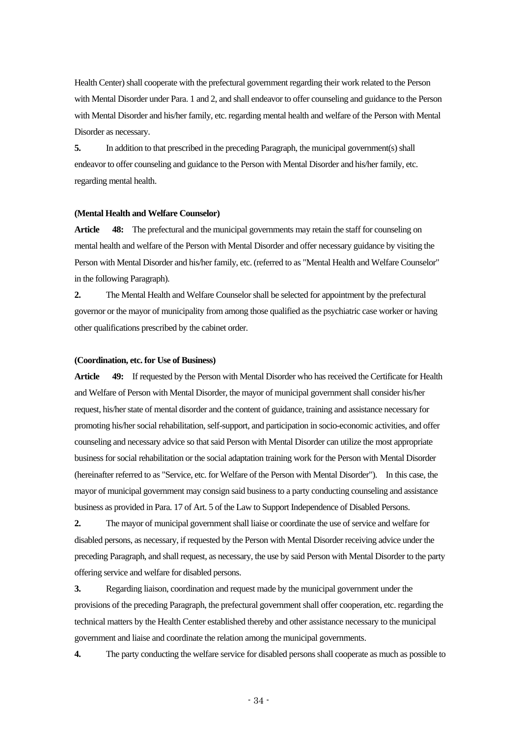Health Center) shall cooperate with the prefectural government regarding their work related to the Person with Mental Disorder under Para. 1 and 2, and shall endeavor to offer counseling and guidance to the Person with Mental Disorder and his/her family, etc. regarding mental health and welfare of the Person with Mental Disorder as necessary.

**5.** In addition to that prescribed in the preceding Paragraph, the municipal government(s) shall endeavor to offer counseling and guidance to the Person with Mental Disorder and his/her family, etc. regarding mental health.

**(Mental Health and Welfare Counselor)**

**Article 48:** The prefectural and the municipal governments may retain the staff for counseling on mental health and welfare of the Person with Mental Disorder and offer necessary guidance by visiting the Person with Mental Disorder and his/her family, etc. (referred to as "Mental Health and Welfare Counselor" in the following Paragraph).

**2.** The Mental Health and Welfare Counselor shall be selected for appointment by the prefectural governor or the mayor of municipality from among those qualified as the psychiatric case worker or having other qualifications prescribed by the cabinet order.

**(Coordination, etc. for Use of Business)**

**Article 49:** If requested by the Person with Mental Disorder who has received the Certificate for Health and Welfare of Person with Mental Disorder, the mayor of municipal government shall consider his/her request, his/her state of mental disorder and the content of guidance, training and assistance necessary for promoting his/her social rehabilitation, self-support, and participation in socio-economic activities, and offer counseling and necessary advice so that said Person with Mental Disorder can utilize the most appropriate business for social rehabilitation or the social adaptation training work for the Person with Mental Disorder (hereinafter referred to as "Service, etc. for Welfare of the Person with Mental Disorder"). In this case, the mayor of municipal government may consign said business to a party conducting counseling and assistance business as provided in Para. 17 of Art. 5 of the Law to Support Independence of Disabled Persons.

**2.** The mayor of municipal government shall liaise or coordinate the use of service and welfare for disabled persons, as necessary, if requested by the Person with Mental Disorder receiving advice under the preceding Paragraph, and shall request, as necessary, the use by said Person with Mental Disorder to the party offering service and welfare for disabled persons.

**3.** Regarding liaison, coordination and request made by the municipal government under the provisions of the preceding Paragraph, the prefectural government shall offer cooperation, etc. regarding the technical matters by the Health Center established thereby and other assistance necessary to the municipal government and liaise and coordinate the relation among the municipal governments.

**4.** The party conducting the welfare service for disabled persons shall cooperate as much as possible to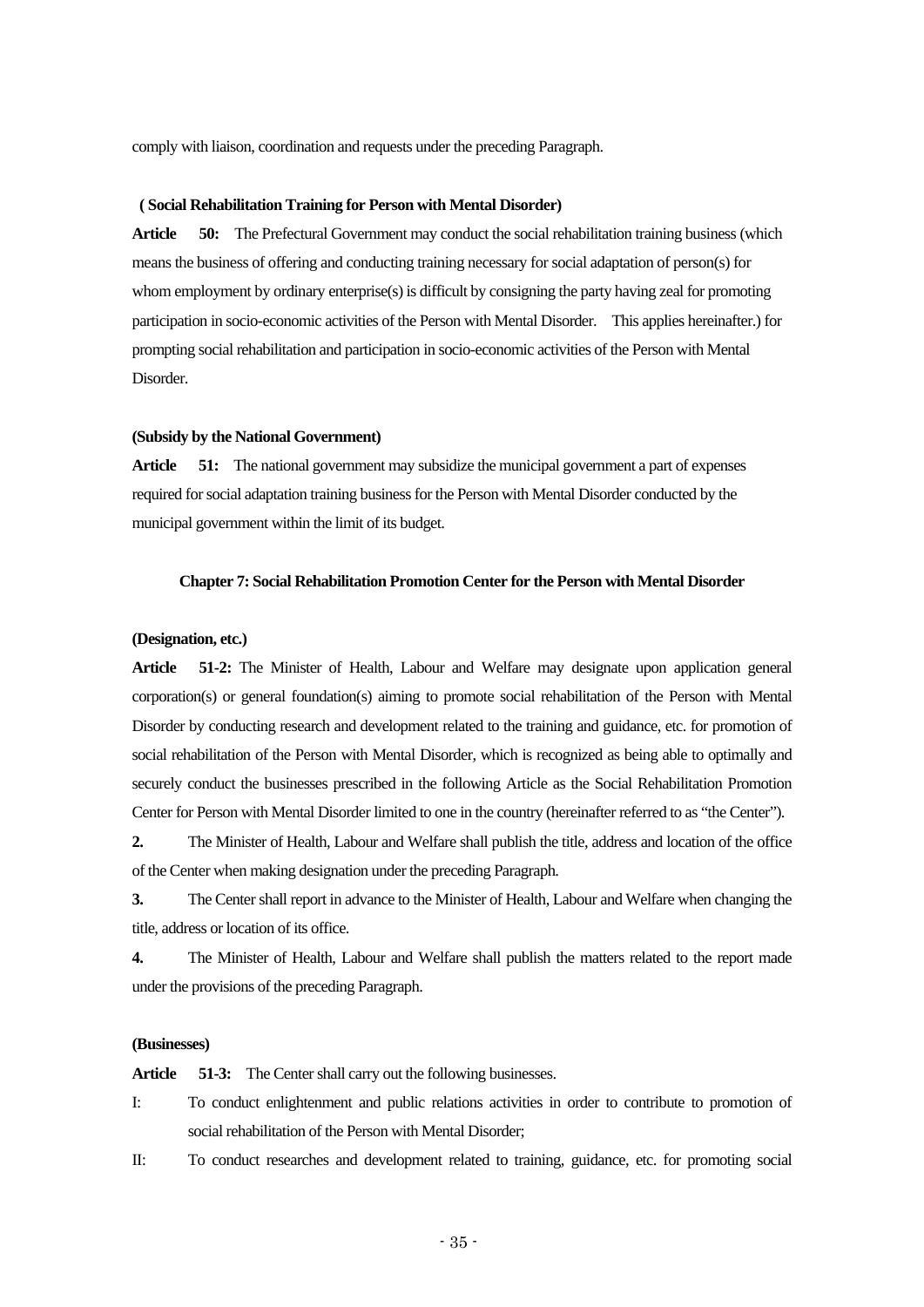comply with liaison, coordination and requests under the preceding Paragraph.

**( Social Rehabilitation Training for Person with Mental Disorder)**

**Article 50:** The Prefectural Government may conduct the social rehabilitation training business (which means the business of offering and conducting training necessary for social adaptation of person(s) for whom employment by ordinary enterprise(s) is difficult by consigning the party having zeal for promoting participation in socio-economic activities of the Person with Mental Disorder. This applies hereinafter.) for prompting social rehabilitation and participation in socio-economic activities of the Person with Mental Disorder.

**(Subsidy by the National Government)**

**Article 51:** The national government may subsidize the municipal government a part of expenses required for social adaptation training business for the Person with Mental Disorder conducted by the municipal government within the limit of its budget.

## Chapter 7: Social Rehabilitation Promotion Center for the Person with Mental Disorder

**(Designation, etc.)**

**Article 51-2:** The Minister of Health, Labour and Welfare may designate upon application general corporation(s) or general foundation(s) aiming to promote social rehabilitation of the Person with Mental Disorder by conducting research and development related to the training and guidance, etc. for promotion of social rehabilitation of the Person with Mental Disorder, which is recognized as being able to optimally and securely conduct the businesses prescribed in the following Article as the Social Rehabilitation Promotion Center for Person with Mental Disorder limited to one in the country (hereinafter referred to as "the Center").

**2.** The Minister of Health, Labour and Welfare shall publish the title, address and location of the office of the Center when making designation under the preceding Paragraph.

**3.** The Center shall report in advance to the Minister of Health, Labour and Welfare when changing the title, address or location of its office.

**4.** The Minister of Health, Labour and Welfare shall publish the matters related to the report made under the provisions of the preceding Paragraph.

**(Businesses)**

**Article 51-3:** The Center shall carry out the following businesses.

I: To conduct enlightenment and public relations activities in order to contribute to promotion of social rehabilitation of the Person with Mental Disorder;

II: To conduct researches and development related to training, guidance, etc. for promoting social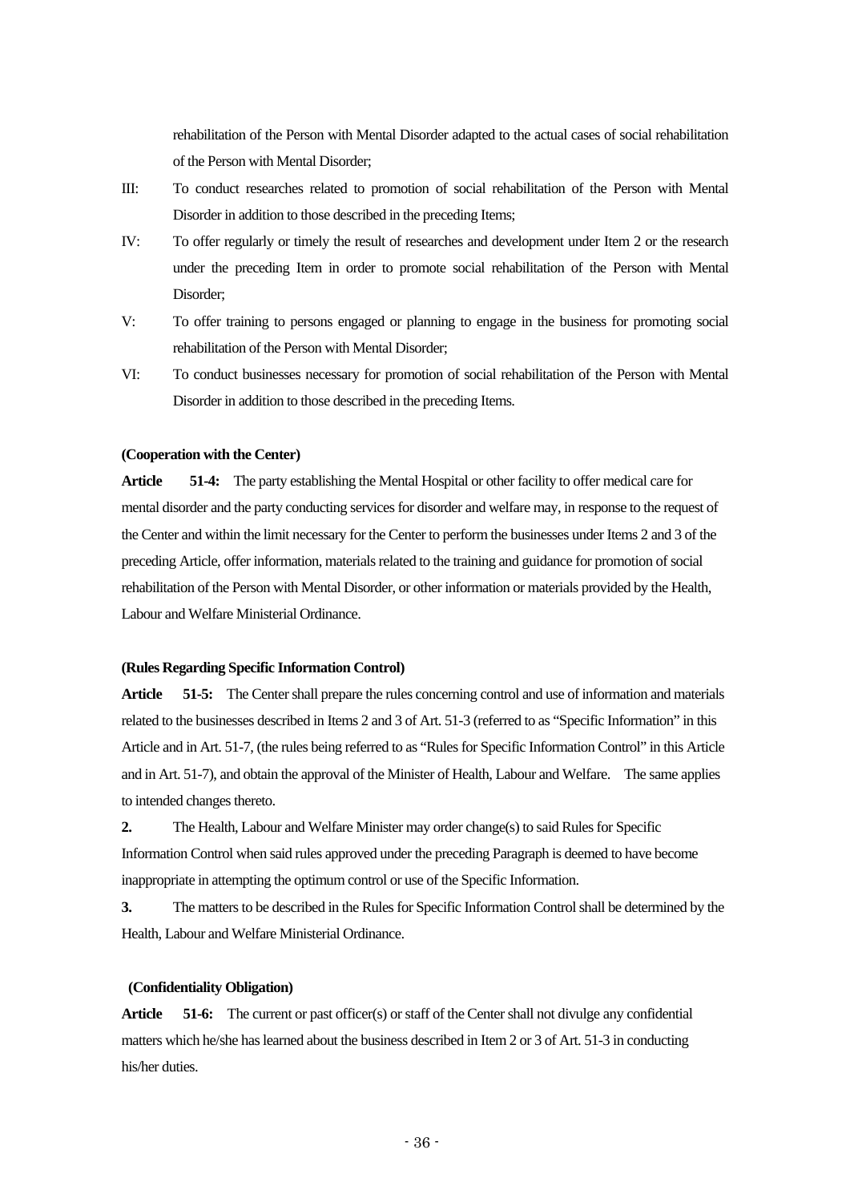rehabilitation of the Person with Mental Disorder adapted to the actual cases of social rehabilitation of the Person with Mental Disorder;

III: To conduct researches related to promotion of social rehabilitation of the Person with Mental Disorder in addition to those described in the preceding Items;

IV: To offer regularly or timely the result of researches and development under Item 2 or the research under the preceding Item in order to promote social rehabilitation of the Person with Mental Disorder;

V: To offer training to persons engaged or planning to engage in the business for promoting social rehabilitation of the Person with Mental Disorder;

VI: To conduct businesses necessary for promotion of social rehabilitation of the Person with Mental Disorder in addition to those described in the preceding Items.

**(Cooperation with the Center)**

**Article 51-4:** The party establishing the Mental Hospital or other facility to offer medical care for mental disorder and the party conducting services for disorder and welfare may, in response to the request of the Center and within the limit necessary for the Center to perform the businesses under Items 2 and 3 of the preceding Article, offer information, materials related to the training and guidance for promotion of social rehabilitation of the Person with Mental Disorder, or other information or materials provided by the Health, Labour and Welfare Ministerial Ordinance.

**(Rules Regarding Specific Information Control)**

**Article 51-5:** The Center shall prepare the rules concerning control and use of information and materials related to the businesses described in Items 2 and 3 of Art. 51-3 (referred to as "Specific Information" in this Article and in Art. 51-7, (the rules being referred to as "Rules for Specific Information Control" in this Article and in Art. 51-7), and obtain the approval of the Minister of Health, Labour and Welfare. The same applies to intended changes thereto.

**2.** The Health, Labour and Welfare Minister may order change(s) to said Rules for Specific Information Control when said rules approved under the preceding Paragraph is deemed to have become inappropriate in attempting the optimum control or use of the Specific Information.

**3.** The matters to be described in the Rules for Specific Information Control shall be determined by the Health, Labour and Welfare Ministerial Ordinance.

**(Confidentiality Obligation)**

**Article 51-6:** The current or past officer(s) or staff of the Center shall not divulge any confidential matters which he/she has learned about the business described in Item 2 or 3 of Art. 51-3 in conducting his/her duties.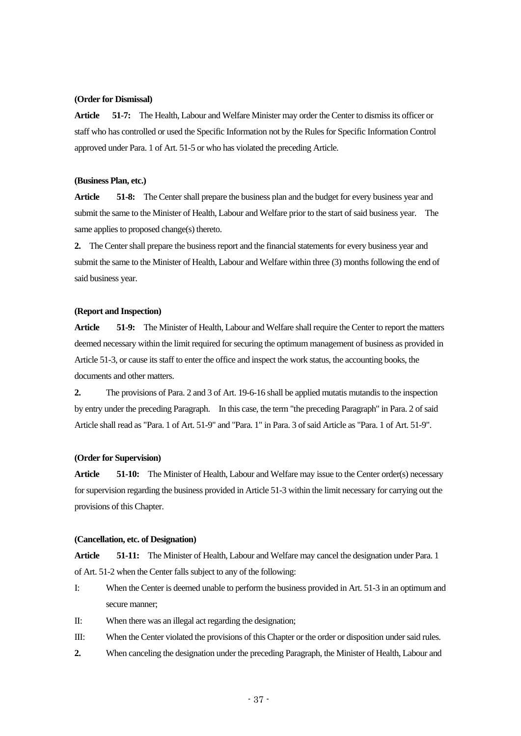**(Order for Dismissal)**

**Article 51-7:** The Health, Labour and Welfare Minister may order the Center to dismiss its officer or staff who has controlled or used the Specific Information not by the Rules for Specific Information Control approved under Para. 1 of Art. 51-5 or who has violated the preceding Article.

**(Business Plan, etc.)**

**Article 51-8:** The Center shall prepare the business plan and the budget for every business year and submit the same to the Minister of Health, Labour and Welfare prior to the start of said business year. The same applies to proposed change(s) thereto.

**2.** The Center shall prepare the business report and the financial statements for every business year and submit the same to the Minister of Health, Labour and Welfare within three (3) months following the end of said business year.

**(Report and Inspection)**

**Article 51-9:** The Minister of Health, Labour and Welfare shall require the Center to report the matters deemed necessary within the limit required for securing the optimum management of business as provided in Article 51-3, or cause its staff to enter the office and inspect the work status, the accounting books, the documents and other matters.

**2.** The provisions of Para. 2 and 3 of Art. 19-6-16 shall be applied mutatis mutandis to the inspection by entry under the preceding Paragraph. In this case, the term "the preceding Paragraph" in Para. 2 of said Article shall read as "Para. 1 of Art. 51-9" and "Para. 1" in Para. 3 of said Article as "Para. 1 of Art. 51-9".

**(Order for Supervision)**

**Article 51-10:** The Minister of Health, Labour and Welfare may issue to the Center order(s) necessary for supervision regarding the business provided in Article 51-3 within the limit necessary for carrying out the provisions of this Chapter.

**(Cancellation, etc. of Designation)**

**Article 51-11:** The Minister of Health, Labour and Welfare may cancel the designation under Para. 1 of Art. 51-2 when the Center falls subject to any of the following:

I: When the Center is deemed unable to perform the business provided in Art. 51-3 in an optimum and secure manner;

II: When there was an illegal act regarding the designation;

III: When the Center violated the provisions of this Chapter or the order or disposition under said rules.

**2.** When canceling the designation under the preceding Paragraph, the Minister of Health, Labour and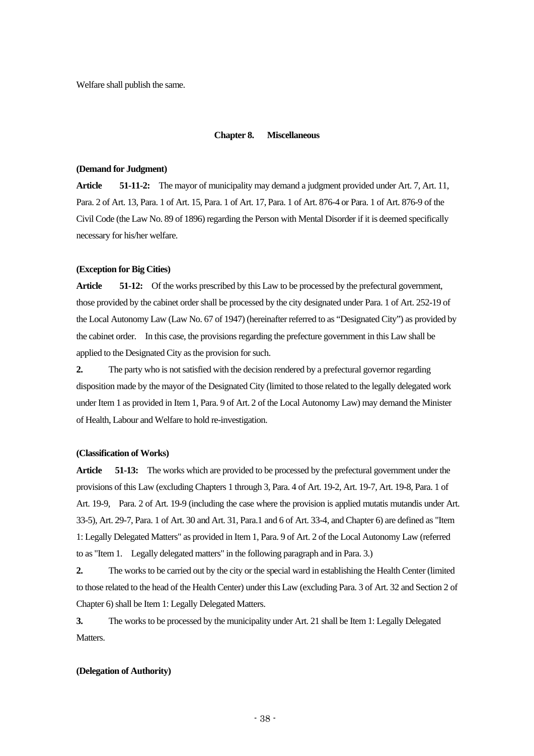Welfare shall publish the same.

## Chapter 8. Miscellaneous

**(Demand for Judgment)**

**Article 51-11-2:** The mayor of municipality may demand a judgment provided under Art. 7, Art. 11, Para. 2 of Art. 13, Para. 1 of Art. 15, Para. 1 of Art. 17, Para. 1 of Art. 876-4 or Para. 1 of Art. 876-9 of the Civil Code (the Law No. 89 of 1896) regarding the Person with Mental Disorder if it is deemed specifically necessary for his/her welfare.

**(Exception for Big Cities)**

**Article 51-12:** Of the works prescribed by this Law to be processed by the prefectural government, those provided by the cabinet order shall be processed by the city designated under Para. 1 of Art. 252-19 of the Local Autonomy Law (Law No. 67 of 1947) (hereinafter referred to as "Designated City") as provided by the cabinet order. In this case, the provisions regarding the prefecture government in this Law shall be applied to the Designated City as the provision for such.

**2.** The party who is not satisfied with the decision rendered by a prefectural governor regarding disposition made by the mayor of the Designated City (limited to those related to the legally delegated work under Item 1 as provided in Item 1, Para. 9 of Art. 2 of the Local Autonomy Law) may demand the Minister of Health, Labour and Welfare to hold re-investigation.

**(Classification of Works)**

**Article 51-13:** The works which are provided to be processed by the prefectural government under the provisions of this Law (excluding Chapters 1 through 3, Para. 4 of Art. 19-2, Art. 19-7, Art. 19-8, Para. 1 of Art. 19-9, Para. 2 of Art. 19-9 (including the case where the provision is applied mutatis mutandis under Art. 33-5), Art. 29-7, Para. 1 of Art. 30 and Art. 31, Para.1 and 6 of Art. 33-4, and Chapter 6) are defined as "Item 1: Legally Delegated Matters" as provided in Item 1, Para. 9 of Art. 2 of the Local Autonomy Law (referred to as "Item 1. Legally delegated matters" in the following paragraph and in Para. 3.)

**2.** The works to be carried out by the city or the special ward in establishing the Health Center (limited to those related to the head of the Health Center) under this Law (excluding Para. 3 of Art. 32 and Section 2 of Chapter 6) shall be Item 1: Legally Delegated Matters.

**3.** The works to be processed by the municipality under Art. 21 shall be Item 1: Legally Delegated Matters.

**(Delegation of Authority)**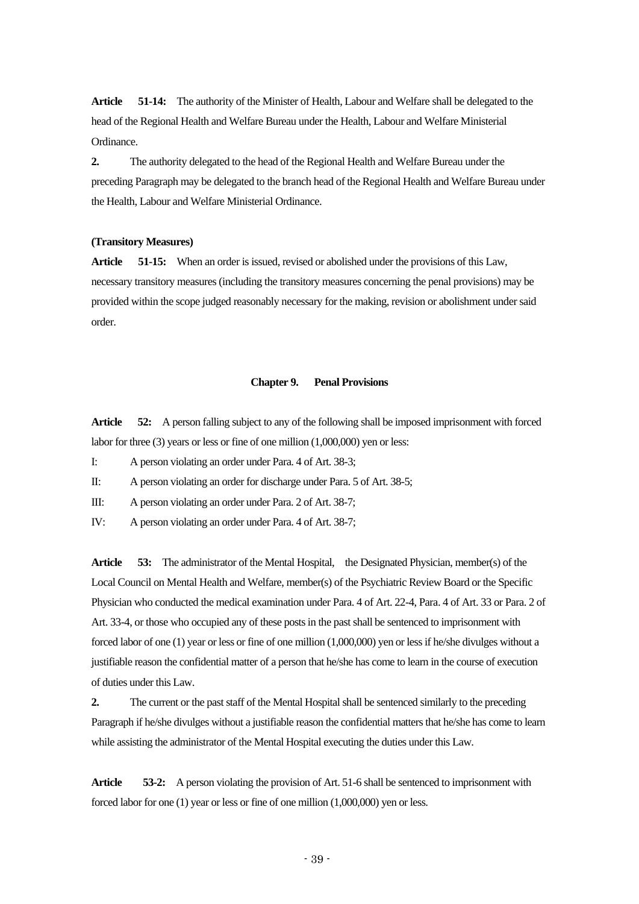**Article 51-14:** The authority of the Minister of Health, Labour and Welfare shall be delegated to the head of the Regional Health and Welfare Bureau under the Health, Labour and Welfare Ministerial Ordinance.

**2.** The authority delegated to the head of the Regional Health and Welfare Bureau under the preceding Paragraph may be delegated to the branch head of the Regional Health and Welfare Bureau under the Health, Labour and Welfare Ministerial Ordinance.

**(Transitory Measures)**

**Article 51-15:** When an order is issued, revised or abolished under the provisions of this Law, necessary transitory measures (including the transitory measures concerning the penal provisions) may be provided within the scope judged reasonably necessary for the making, revision or abolishment under said order.

## Chapter 9. Penal Provisions

**Article 52:** A person falling subject to any of the following shall be imposed imprisonment with forced labor for three (3) years or less or fine of one million (1,000,000) yen or less:

I: A person violating an order under Para. 4 of Art. 38-3;

II: A person violating an order for discharge under Para. 5 of Art. 38-5;

III: A person violating an order under Para. 2 of Art. 38-7;

IV: A person violating an order under Para. 4 of Art. 38-7;

**Article 53:** The administrator of the Mental Hospital, the Designated Physician, member(s) of the Local Council on Mental Health and Welfare, member(s) of the Psychiatric Review Board or the Specific Physician who conducted the medical examination under Para. 4 of Art. 22-4, Para. 4 of Art. 33 or Para. 2 of Art. 33-4, or those who occupied any of these posts in the past shall be sentenced to imprisonment with forced labor of one (1) year or less or fine of one million (1,000,000) yen or less if he/she divulges without a justifiable reason the confidential matter of a person that he/she has come to learn in the course of execution of duties under this Law.

**2.** The current or the past staff of the Mental Hospital shall be sentenced similarly to the preceding Paragraph if he/she divulges without a justifiable reason the confidential matters that he/she has come to learn while assisting the administrator of the Mental Hospital executing the duties under this Law.

**Article 53-2:** A person violating the provision of Art. 51-6 shall be sentenced to imprisonment with forced labor for one (1) year or less or fine of one million (1,000,000) yen or less.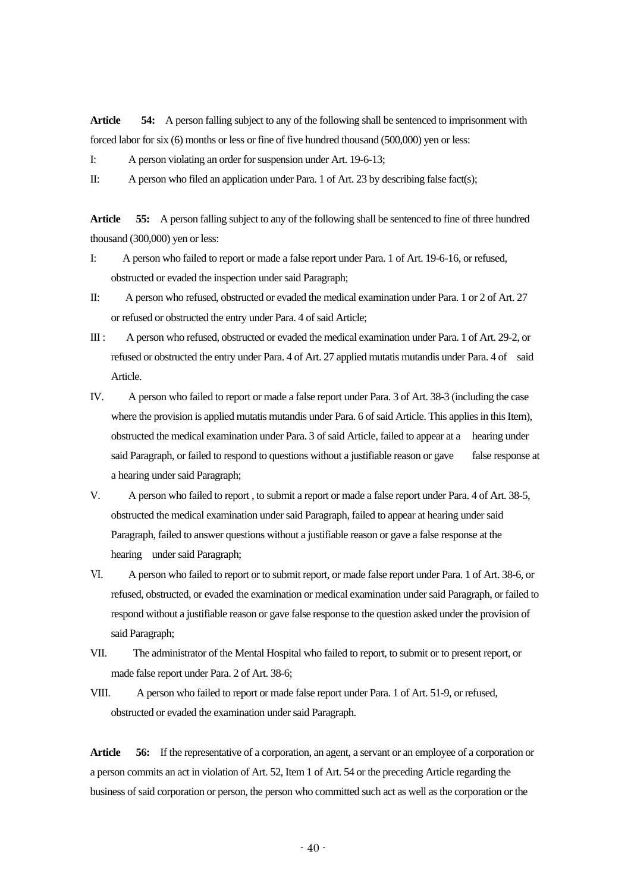**Article 54:** A person falling subject to any of the following shall be sentenced to imprisonment with forced labor for six (6) months or less or fine of five hundred thousand (500,000) yen or less:

I: A person violating an order for suspension under Art. 19-6-13;

II: A person who filed an application under Para. 1 of Art. 23 by describing false fact(s);

**Article 55:** A person falling subject to any of the following shall be sentenced to fine of three hundred thousand (300,000) yen or less:

I: A person who failed to report or made a false report under Para. 1 of Art. 19-6-16, or refused, obstructed or evaded the inspection under said Paragraph;

II: A person who refused, obstructed or evaded the medical examination under Para. 1 or 2 of Art. 27 or refused or obstructed the entry under Para. 4 of said Article;

III : A person who refused, obstructed or evaded the medical examination under Para. 1 of Art. 29-2, or refused or obstructed the entry under Para. 4 of Art. 27 applied mutatis mutandis under Para. 4 of said Article.

IV. A person who failed to report or made a false report under Para. 3 of Art. 38-3 (including the case where the provision is applied mutatis mutandis under Para. 6 of said Article. This applies in this Item), obstructed the medical examination under Para. 3 of said Article, failed to appear at a hearing under said Paragraph, or failed to respond to questions without a justifiable reason or gave false response at a hearing under said Paragraph;

V. A person who failed to report , to submit a report or made a false report under Para. 4 of Art. 38-5, obstructed the medical examination under said Paragraph, failed to appear at hearing under said Paragraph, failed to answer questions without a justifiable reason or gave a false response at the hearing under said Paragraph;

VI. A person who failed to report or to submit report, or made false report under Para. 1 of Art. 38-6, or refused, obstructed, or evaded the examination or medical examination under said Paragraph, or failed to respond without a justifiable reason or gave false response to the question asked under the provision of said Paragraph;

VII. The administrator of the Mental Hospital who failed to report, to submit or to present report, or made false report under Para. 2 of Art. 38-6;

VIII. A person who failed to report or made false report under Para. 1 of Art. 51-9, or refused, obstructed or evaded the examination under said Paragraph.

**Article 56:** If the representative of a corporation, an agent, a servant or an employee of a corporation or a person commits an act in violation of Art. 52, Item 1 of Art. 54 or the preceding Article regarding the business of said corporation or person, the person who committed such act as well as the corporation or the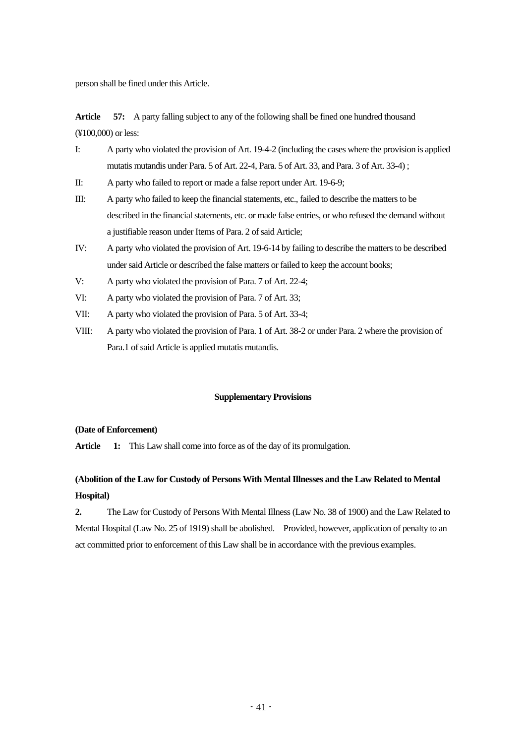person shall be fined under this Article.

**Article 57:** A party falling subject to any of the following shall be fined one hundred thousand (¥100,000) or less:

I: A party who violated the provision of Art. 19-4-2 (including the cases where the provision is applied mutatis mutandis under Para. 5 of Art. 22-4, Para. 5 of Art. 33, and Para. 3 of Art. 33-4) ;

II: A party who failed to report or made a false report under Art. 19-6-9;

III: A party who failed to keep the financial statements, etc., failed to describe the matters to be described in the financial statements, etc. or made false entries, or who refused the demand without a justifiable reason under Items of Para. 2 of said Article;

IV: A party who violated the provision of Art. 19-6-14 by failing to describe the matters to be described under said Article or described the false matters or failed to keep the account books;

V: A party who violated the provision of Para. 7 of Art. 22-4;

VI: A party who violated the provision of Para. 7 of Art. 33;

VII: A party who violated the provision of Para. 5 of Art. 33-4;

VIII: A party who violated the provision of Para. 1 of Art. 38-2 or under Para. 2 where the provision of Para.1 of said Article is applied mutatis mutandis.

## Supplementary Provisions

**(Date of Enforcement)**

**Article 1:** This Law shall come into force as of the day of its promulgation.

**(Abolition of the Law for Custody of Persons With Mental Illnesses and the Law Related to Mental Hospital)**

**2.** The Law for Custody of Persons With Mental Illness (Law No. 38 of 1900) and the Law Related to Mental Hospital (Law No. 25 of 1919) shall be abolished. Provided, however, application of penalty to an act committed prior to enforcement of this Law shall be in accordance with the previous examples.